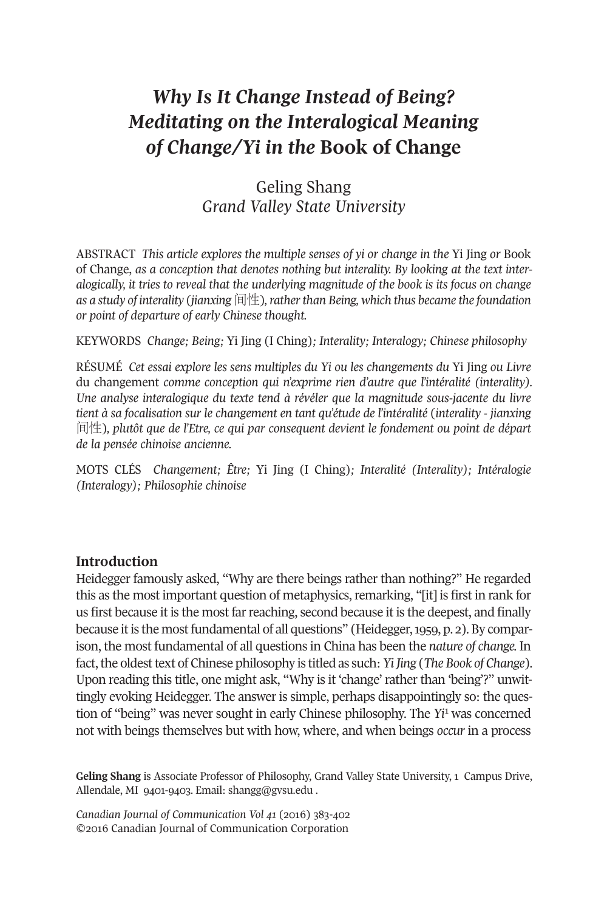# *Why Is It Change Instead of Being? Meditating on the Interalogical Meaning of Change/Yi in the* Book of Change

Geling Shang
*Grand Valley State University*

ABSTRACT *This article explores the multiple senses of yi or change in the* Yi Jing *or* Book of Change, *as a conception that denotes nothing but interality. By looking at the text interalogically, it tries to reveal that the underlying magnitude of the book is its focus on change as a study of interality (jianxing 间性), rather than Being, which thus became the foundation or point of departure of early Chinese thought.*

KEYWORDS *Change; Being;* Yi Jing (I Ching)*; Interality; Interalogy; Chinese philosophy*

RÉSUMÉ *Cet essai explore les sens multiples du Yi ou les changements du* Yi Jing *ou Livre* du changement *comme conception qui n'exprime rien d'autre que l'intéralité (interality). Une analyse interalogique du texte tend à révéler que la magnitude sous-jacente du livre tient à sa focalisation sur le changement en tant qu'étude de l'intéralité (interality - jianxing 间性), plutôt que de l'Etre, ce qui par consequent devient le fondement ou point de départ de la pensée chinoise ancienne.*

MOTS CLÉS *Changement; Être;* Yi Jing (I Ching)*; Interalité (Interality); Intéralogie (Interalogy); Philosophie chinoise*

## Introduction

Heidegger famously asked, "Why are there beings rather than nothing?" He regarded this as the most important question of metaphysics, remarking, "[it] is first in rank for us first because it is the most far reaching, second because it is the deepest, and finally because it is the most fundamental of all questions" (Heidegger, 1959, p. 2). By comparison, the most fundamental of all questions in China has been the *nature of change.* In fact, the oldest text of Chinese philosophy is titled as such: *Yi Jing* (*The Book of Change*). Upon reading this title, one might ask, "Why is it 'change' rather than 'being'?" unwittingly evoking Heidegger. The answer is simple, perhaps disappointingly so: the question of "being" was never sought in early Chinese philosophy. The *Yi*[1] was concerned not with beings themselves but with how, where, and when beings *occur* in a process

**Geling Shang** is Associate Professor of Philosophy, Grand Valley State University, 1 Campus Drive, Allendale, MI 9401-9403. Email: shangg@gvsu.edu .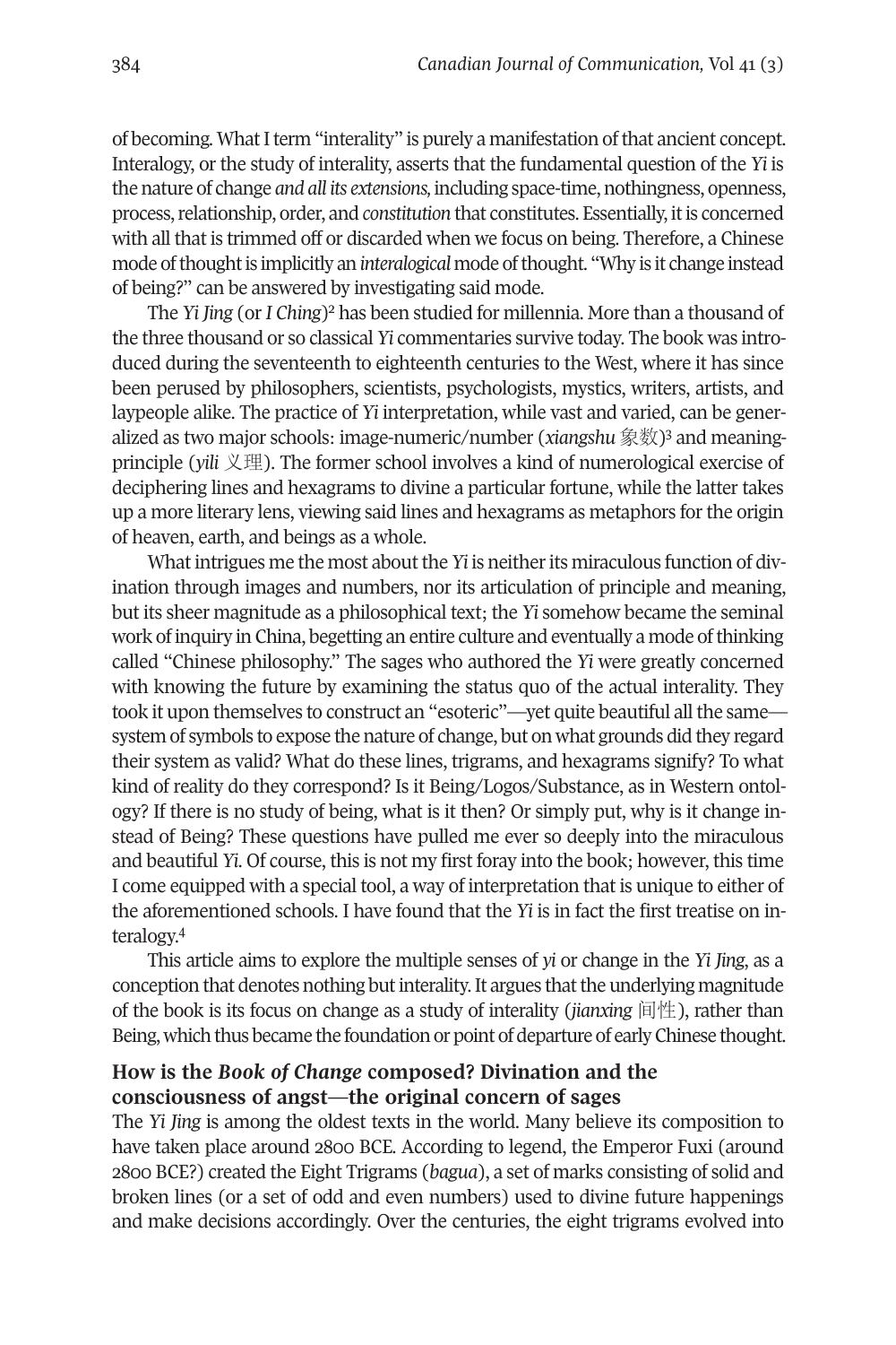of becoming. What I term "interality" is purely a manifestation of that ancient concept. Interalogy, or the study of interality, asserts that the fundamental question of the *Yi* is the nature of change *and all its extensions,* including space-time, nothingness, openness, process, relationship, order, and *constitution* that constitutes. Essentially, it is concerned with all that is trimmed off or discarded when we focus on being. Therefore, a Chinese mode of thought is implicitly an *interalogical* mode of thought. "Why is it change instead of being?" can be answered by investigating said mode.

The *Yi Jing* (or *I Ching*)[2] has been studied for millennia. More than a thousand of the three thousand or so classical *Yi* commentaries survive today. The book was introduced during the seventeenth to eighteenth centuries to the West, where it has since been perused by philosophers, scientists, psychologists, mystics, writers, artists, and laypeople alike. The practice of *Yi* interpretation, while vast and varied, can be generalized as two major schools: image-numeric/number (*xiangshu* 象数)[3] and meaning-principle (*yili* 义理). The former school involves a kind of numerological exercise of deciphering lines and hexagrams to divine a particular fortune, while the latter takes up a more literary lens, viewing said lines and hexagrams as metaphors for the origin of heaven, earth, and beings as a whole.

What intrigues me the most about the *Yi* is neither its miraculous function of divination through images and numbers, nor its articulation of principle and meaning, but its sheer magnitude as a philosophical text; the *Yi* somehow became the seminal work of inquiry in China, begetting an entire culture and eventually a mode of thinking called "Chinese philosophy." The sages who authored the *Yi* were greatly concerned with knowing the future by examining the status quo of the actual interality. They took it upon themselves to construct an "esoteric"—yet quite beautiful all the same—system of symbols to expose the nature of change, but on what grounds did they regard their system as valid? What do these lines, trigrams, and hexagrams signify? To what kind of reality do they correspond? Is it Being/Logos/Substance, as in Western ontology? If there is no study of being, what is it then? Or simply put, why is it change instead of Being? These questions have pulled me ever so deeply into the miraculous and beautiful *Yi*. Of course, this is not my first foray into the book; however, this time I come equipped with a special tool, a way of interpretation that is unique to either of the aforementioned schools. I have found that the *Yi* is in fact the first treatise on interalogy.[4]

This article aims to explore the multiple senses of *yi* or change in the *Yi Jing*, as a conception that denotes nothing but interality. It argues that the underlying magnitude of the book is its focus on change as a study of interality (*jianxing* 间性), rather than Being, which thus became the foundation or point of departure of early Chinese thought.

## How is the *Book of Change* composed? Divination and the consciousness of angst—the original concern of sages

The *Yi Jing* is among the oldest texts in the world. Many believe its composition to have taken place around 2800 BCE. According to legend, the Emperor Fuxi (around 2800 BCE?) created the Eight Trigrams (*bagua*), a set of marks consisting of solid and broken lines (or a set of odd and even numbers) used to divine future happenings and make decisions accordingly. Over the centuries, the eight trigrams evolved into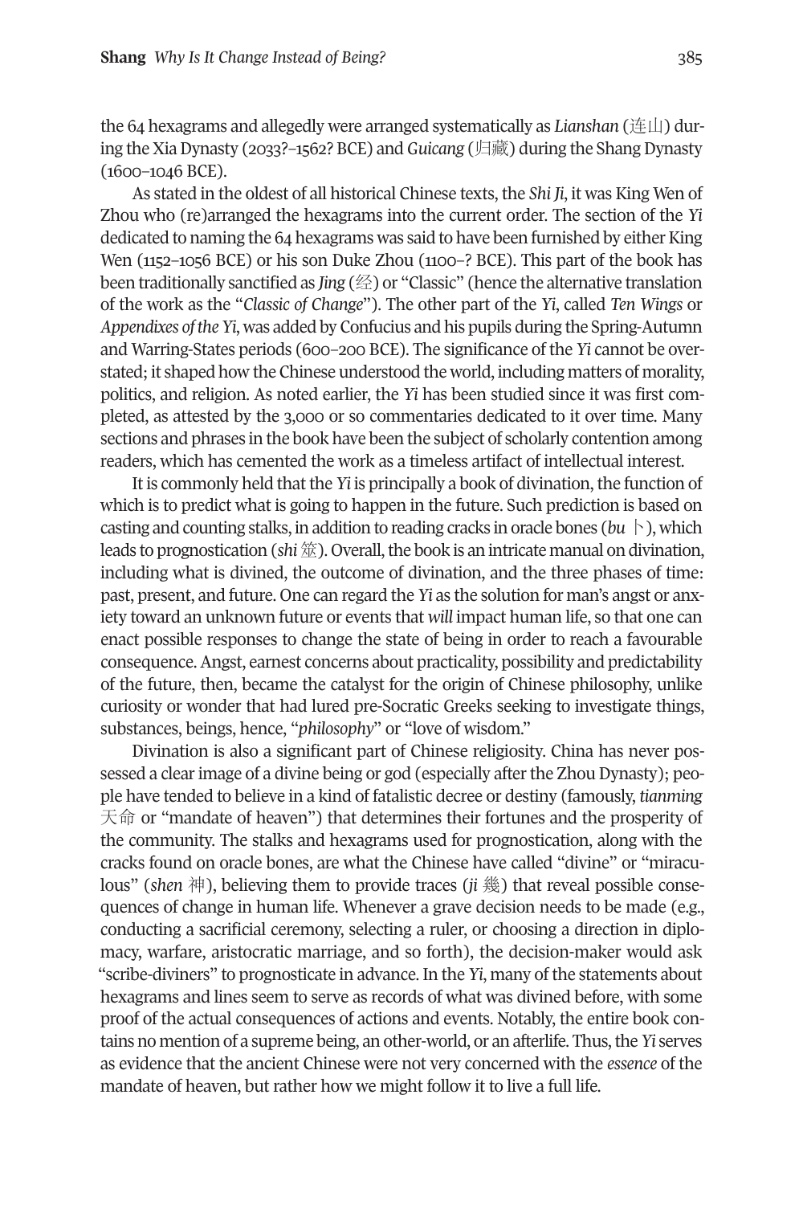the 64 hexagrams and allegedly were arranged systematically as *Lianshan* (连山) during the Xia Dynasty (2033?–1562? BCE) and *Guicang* (归藏) during the Shang Dynasty (1600–1046 BCE).

As stated in the oldest of all historical Chinese texts, the *Shi Ji*, it was King Wen of Zhou who (re)arranged the hexagrams into the current order. The section of the *Yi* dedicated to naming the 64 hexagrams was said to have been furnished by either King Wen (1152–1056 BCE) or his son Duke Zhou (1100–? BCE). This part of the book has been traditionally sanctified as *Jing* (经) or "Classic" (hence the alternative translation of the work as the "*Classic of Change*"). The other part of the *Yi*, called *Ten Wings* or *Appendixes of the Yi*, was added by Confucius and his pupils during the Spring-Autumn and Warring-States periods (600–200 BCE). The significance of the *Yi* cannot be overstated; it shaped how the Chinese understood the world, including matters of morality, politics, and religion. As noted earlier, the *Yi* has been studied since it was first completed, as attested by the 3,000 or so commentaries dedicated to it over time. Many sections and phrases in the book have been the subject of scholarly contention among readers, which has cemented the work as a timeless artifact of intellectual interest.

It is commonly held that the *Yi* is principally a book of divination, the function of which is to predict what is going to happen in the future. Such prediction is based on casting and counting stalks, in addition to reading cracks in oracle bones (*bu* 卜), which leads to prognostication (*shi* 筮). Overall, the book is an intricate manual on divination, including what is divined, the outcome of divination, and the three phases of time: past, present, and future. One can regard the *Yi* as the solution for man's angst or anxiety toward an unknown future or events that *will* impact human life, so that one can enact possible responses to change the state of being in order to reach a favourable consequence. Angst, earnest concerns about practicality, possibility and predictability of the future, then, became the catalyst for the origin of Chinese philosophy, unlike curiosity or wonder that had lured pre-Socratic Greeks seeking to investigate things, substances, beings, hence, "*philosophy*" or "love of wisdom."

Divination is also a significant part of Chinese religiosity. China has never possessed a clear image of a divine being or god (especially after the Zhou Dynasty); people have tended to believe in a kind of fatalistic decree or destiny (famously, *tianming* 天命 or "mandate of heaven") that determines their fortunes and the prosperity of the community. The stalks and hexagrams used for prognostication, along with the cracks found on oracle bones, are what the Chinese have called "divine" or "miraculous" (*shen* 神), believing them to provide traces (*ji* 幾) that reveal possible consequences of change in human life. Whenever a grave decision needs to be made (e.g., conducting a sacrificial ceremony, selecting a ruler, or choosing a direction in diplomacy, warfare, aristocratic marriage, and so forth), the decision-maker would ask "scribe-diviners" to prognosticate in advance. In the *Yi*, many of the statements about hexagrams and lines seem to serve as records of what was divined before, with some proof of the actual consequences of actions and events. Notably, the entire book contains no mention of a supreme being, an other-world, or an afterlife. Thus, the *Yi* serves as evidence that the ancient Chinese were not very concerned with the *essence* of the mandate of heaven, but rather how we might follow it to live a full life.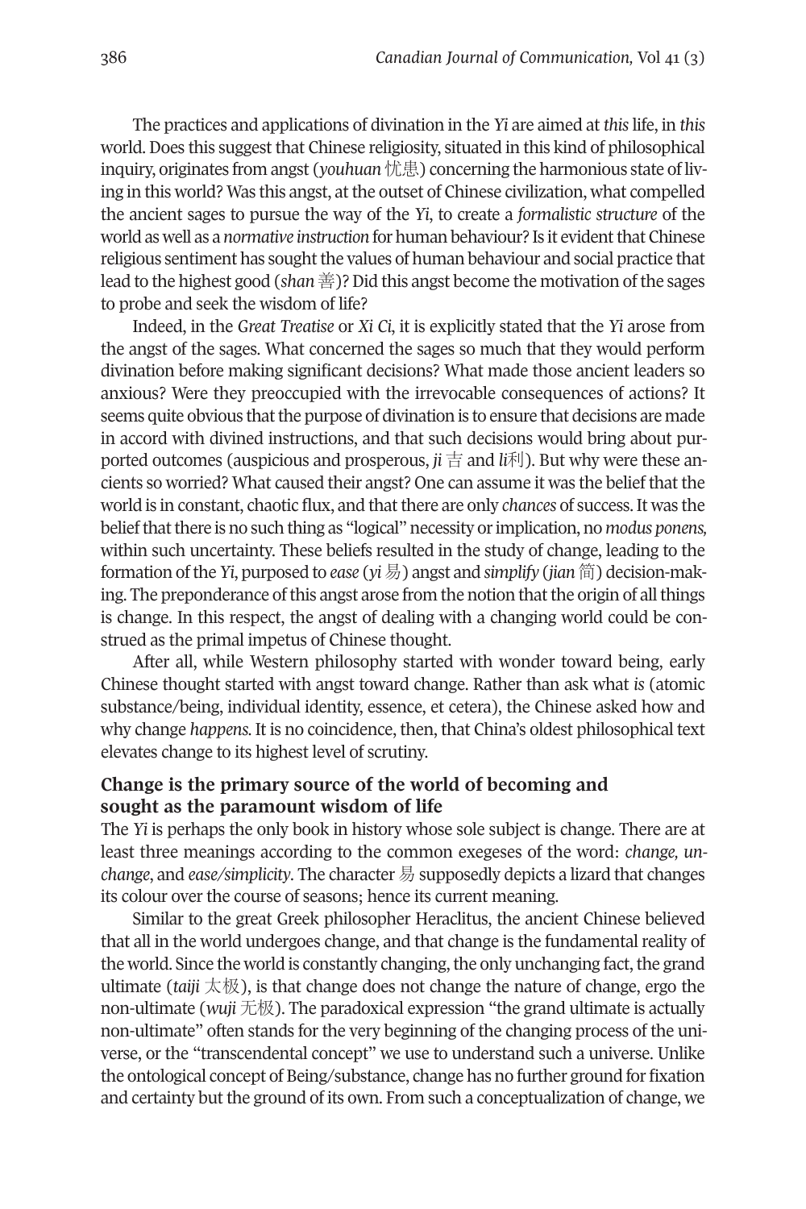The practices and applications of divination in the *Yi* are aimed at *this* life, in *this* world. Does this suggest that Chinese religiosity, situated in this kind of philosophical inquiry, originates from angst (*youhuan* 忧患) concerning the harmonious state of living in this world? Was this angst, at the outset of Chinese civilization, what compelled the ancient sages to pursue the way of the *Yi*, to create a *formalistic structure* of the world as well as a *normative instruction* for human behaviour? Is it evident that Chinese religious sentiment has sought the values of human behaviour and social practice that lead to the highest good (*shan* 善)? Did this angst become the motivation of the sages to probe and seek the wisdom of life?

Indeed, in the *Great Treatise* or *Xi Ci*, it is explicitly stated that the *Yi* arose from the angst of the sages. What concerned the sages so much that they would perform divination before making significant decisions? What made those ancient leaders so anxious? Were they preoccupied with the irrevocable consequences of actions? It seems quite obvious that the purpose of divination is to ensure that decisions are made in accord with divined instructions, and that such decisions would bring about purported outcomes (auspicious and prosperous, *ji* 吉 and *li*利). But why were these ancients so worried? What caused their angst? One can assume it was the belief that the world is in constant, chaotic flux, and that there are only *chances* of success. It was the belief that there is no such thing as "logical" necessity or implication, no *modus ponens*, within such uncertainty. These beliefs resulted in the study of change, leading to the formation of the *Yi*, purposed to *ease* (*yi* 易) angst and *simplify* (*jian* 简) decision-making. The preponderance of this angst arose from the notion that the origin of all things is change. In this respect, the angst of dealing with a changing world could be construed as the primal impetus of Chinese thought.

After all, while Western philosophy started with wonder toward being, early Chinese thought started with angst toward change. Rather than ask what *is* (atomic substance/being, individual identity, essence, et cetera), the Chinese asked how and why change *happens*. It is no coincidence, then, that China's oldest philosophical text elevates change to its highest level of scrutiny.

## Change is the primary source of the world of becoming and sought as the paramount wisdom of life

The *Yi* is perhaps the only book in history whose sole subject is change. There are at least three meanings according to the common exegeses of the word: *change, unchange*, and *ease/simplicity*. The character 易 supposedly depicts a lizard that changes its colour over the course of seasons; hence its current meaning.

Similar to the great Greek philosopher Heraclitus, the ancient Chinese believed that all in the world undergoes change, and that change is the fundamental reality of the world. Since the world is constantly changing, the only unchanging fact, the grand ultimate (*taiji* 太极), is that change does not change the nature of change, ergo the non-ultimate (*wuji* 无极). The paradoxical expression "the grand ultimate is actually non-ultimate" often stands for the very beginning of the changing process of the universe, or the "transcendental concept" we use to understand such a universe. Unlike the ontological concept of Being/substance, change has no further ground for fixation and certainty but the ground of its own. From such a conceptualization of change, we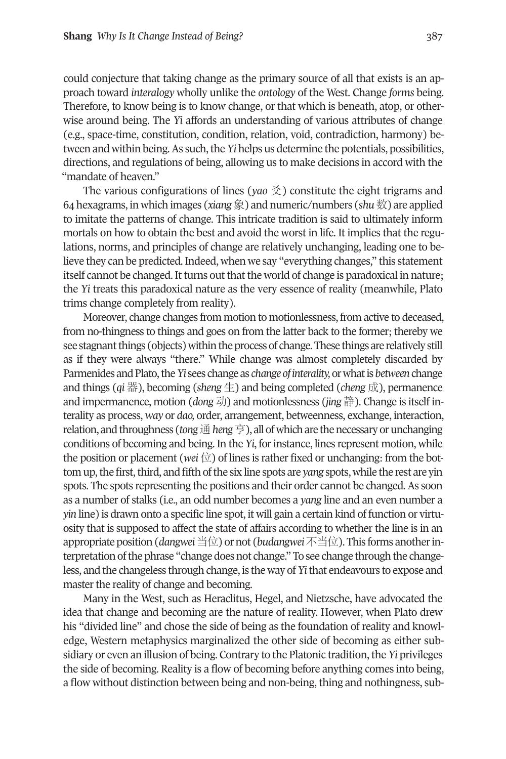could conjecture that taking change as the primary source of all that exists is an approach toward *interalogy* wholly unlike the *ontology* of the West. Change *forms* being. Therefore, to know being is to know change, or that which is beneath, atop, or otherwise around being. The *Yi* affords an understanding of various attributes of change (e.g., space-time, constitution, condition, relation, void, contradiction, harmony) between and within being. As such, the *Yi* helps us determine the potentials, possibilities, directions, and regulations of being, allowing us to make decisions in accord with the "mandate of heaven."

The various configurations of lines (*yao* 爻) constitute the eight trigrams and 64 hexagrams, in which images (*xiang* 象) and numeric/numbers (*shu* 数) are applied to imitate the patterns of change. This intricate tradition is said to ultimately inform mortals on how to obtain the best and avoid the worst in life. It implies that the regulations, norms, and principles of change are relatively unchanging, leading one to believe they can be predicted. Indeed, when we say "everything changes," this statement itself cannot be changed. It turns out that the world of change is paradoxical in nature; the *Yi* treats this paradoxical nature as the very essence of reality (meanwhile, Plato trims change completely from reality).

Moreover, change changes from motion to motionlessness, from active to deceased, from no-thingness to things and goes on from the latter back to the former; thereby we see stagnant things (objects) within the process of change. These things are relatively still as if they were always "there." While change was almost completely discarded by Parmenides and Plato, the *Yi* sees change as *change of interality,* or what is *between* change and things (*qi* 器), becoming (*sheng* 生) and being completed (*cheng* 成), permanence and impermanence, motion (*dong* 动) and motionlessness (*jing* 静). Change is itself interality as process, *way* or *dao,* order, arrangement, betweenness, exchange, interaction, relation, and throughness (*tong* 通 *heng* 亨), all of which are the necessary or unchanging conditions of becoming and being. In the *Yi*, for instance, lines represent motion, while the position or placement (*wei* 位) of lines is rather fixed or unchanging: from the bottom up, the first, third, and fifth of the six line spots are *yang* spots, while the rest are yin spots. The spots representing the positions and their order cannot be changed. As soon as a number of stalks (i.e., an odd number becomes a *yang* line and an even number a *yin* line) is drawn onto a specific line spot, it will gain a certain kind of function or virtuosity that is supposed to affect the state of affairs according to whether the line is in an appropriate position (*dangwei* 当位) or not (*budangwei* 不当位). This forms another interpretation of the phrase "change does not change." To see change through the changeless, and the changeless through change, is the way of *Yi* that endeavours to expose and master the reality of change and becoming.

Many in the West, such as Heraclitus, Hegel, and Nietzsche, have advocated the idea that change and becoming are the nature of reality. However, when Plato drew his "divided line" and chose the side of being as the foundation of reality and knowledge, Western metaphysics marginalized the other side of becoming as either subsidiary or even an illusion of being. Contrary to the Platonic tradition, the *Yi* privileges the side of becoming. Reality is a flow of becoming before anything comes into being, a flow without distinction between being and non-being, thing and nothingness, sub-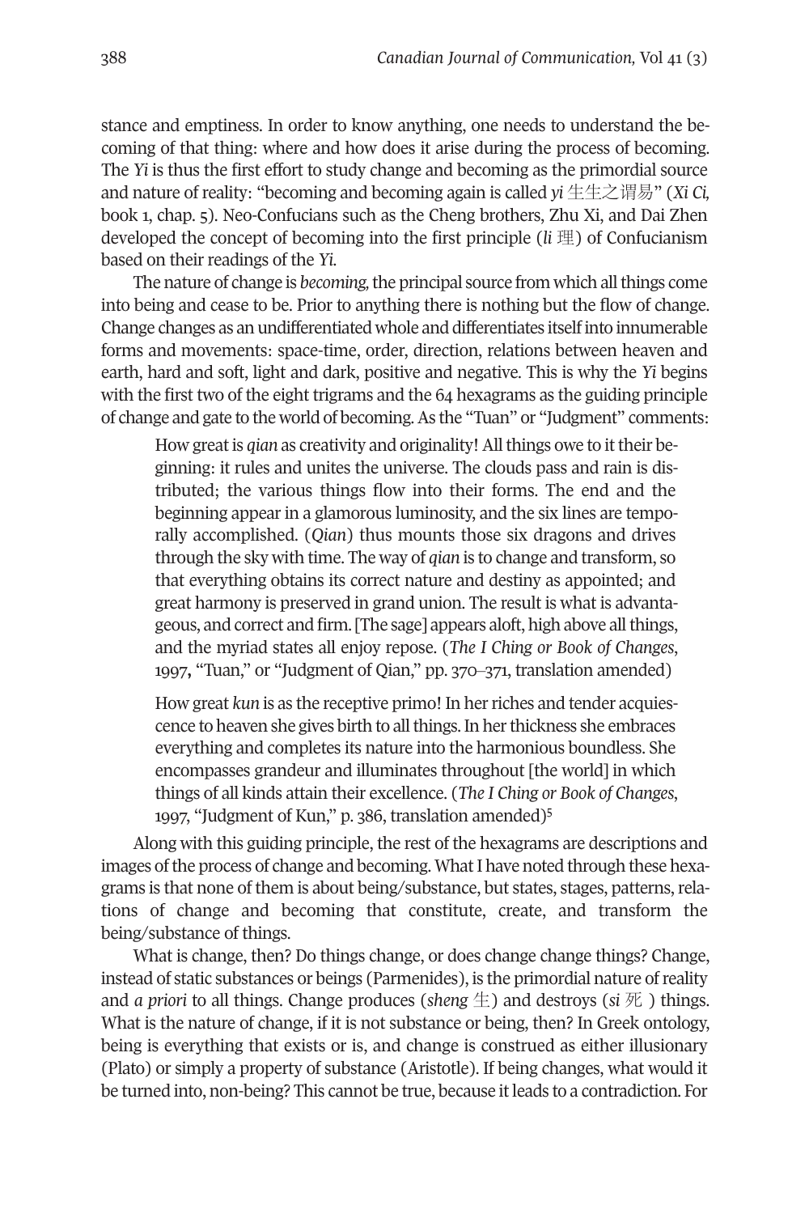stance and emptiness. In order to know anything, one needs to understand the becoming of that thing: where and how does it arise during the process of becoming. The *Yi* is thus the first effort to study change and becoming as the primordial source and nature of reality: "becoming and becoming again is called *yi* 生生之谓易" (*Xi Ci*, book 1, chap. 5). Neo-Confucians such as the Cheng brothers, Zhu Xi, and Dai Zhen developed the concept of becoming into the first principle (*li* 理) of Confucianism based on their readings of the *Yi*.

The nature of change is *becoming*, the principal source from which all things come into being and cease to be. Prior to anything there is nothing but the flow of change. Change changes as an undifferentiated whole and differentiates itself into innumerable forms and movements: space-time, order, direction, relations between heaven and earth, hard and soft, light and dark, positive and negative. This is why the *Yi* begins with the first two of the eight trigrams and the 64 hexagrams as the guiding principle of change and gate to the world of becoming. As the "Tuan" or "Judgment" comments:

> How great is *qian* as creativity and originality! All things owe to it their beginning: it rules and unites the universe. The clouds pass and rain is distributed; the various things flow into their forms. The end and the beginning appear in a glamorous luminosity, and the six lines are temporally accomplished. (*Qian*) thus mounts those six dragons and drives through the sky with time. The way of *qian* is to change and transform, so that everything obtains its correct nature and destiny as appointed; and great harmony is preserved in grand union. The result is what is advantageous, and correct and firm. [The sage] appears aloft, high above all things, and the myriad states all enjoy repose. (*The I Ching or Book of Changes*, 1997, "Tuan," or "Judgment of Qian," pp. 370–371, translation amended)

> How great *kun* is as the receptive primo! In her riches and tender acquiescence to heaven she gives birth to all things. In her thickness she embraces everything and completes its nature into the harmonious boundless. She encompasses grandeur and illuminates throughout [the world] in which things of all kinds attain their excellence. (*The I Ching or Book of Changes*, 1997, "Judgment of Kun," p. 386, translation amended)[5]

Along with this guiding principle, the rest of the hexagrams are descriptions and images of the process of change and becoming. What I have noted through these hexagrams is that none of them is about being/substance, but states, stages, patterns, relations of change and becoming that constitute, create, and transform the being/substance of things.

What is change, then? Do things change, or does change change things? Change, instead of static substances or beings (Parmenides), is the primordial nature of reality and *a priori* to all things. Change produces (*sheng* 生) and destroys (*si* 死 ) things. What is the nature of change, if it is not substance or being, then? In Greek ontology, being is everything that exists or is, and change is construed as either illusionary (Plato) or simply a property of substance (Aristotle). If being changes, what would it be turned into, non-being? This cannot be true, because it leads to a contradiction. For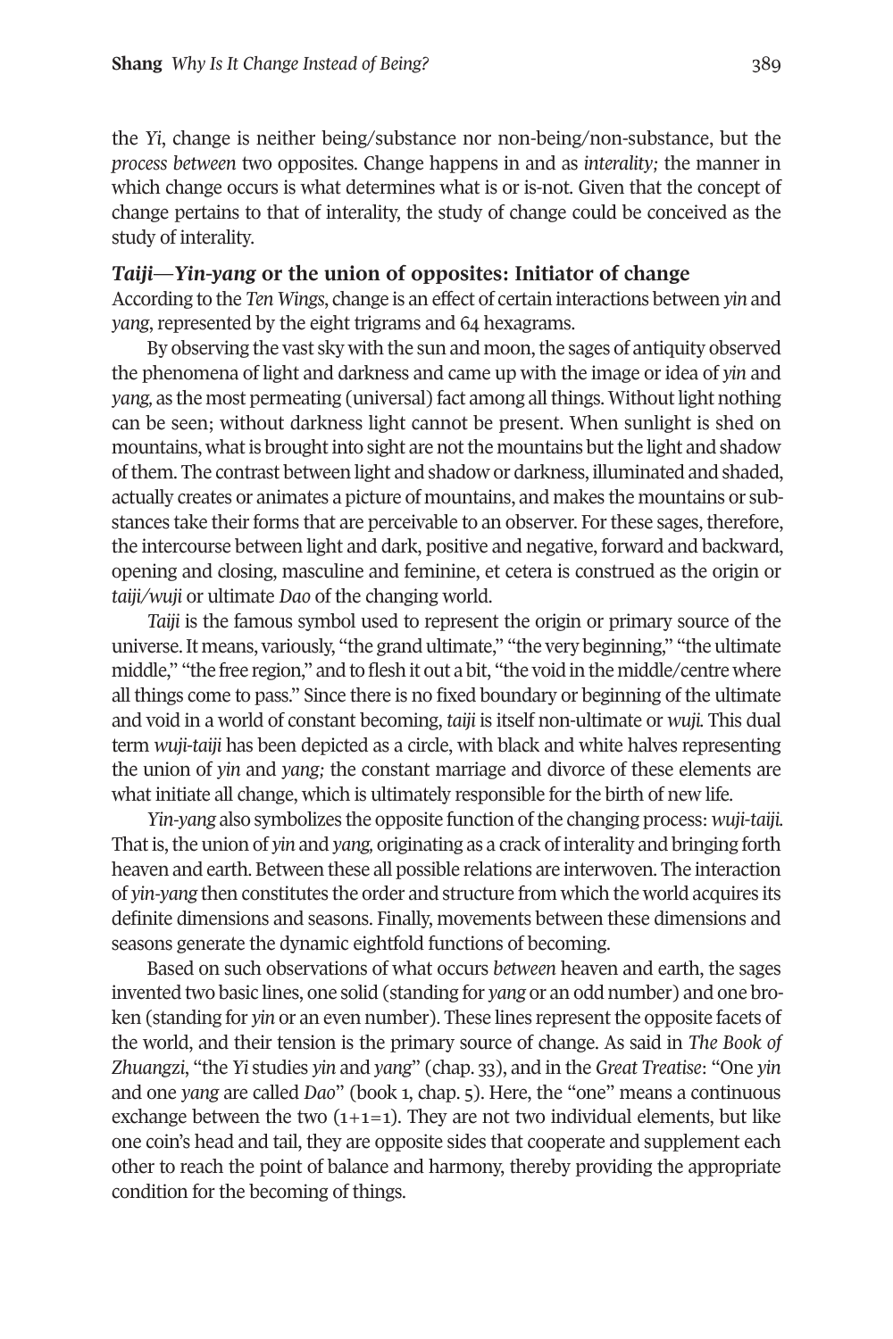the *Yi*, change is neither being/substance nor non-being/non-substance, but the *process between* two opposites. Change happens in and as *interality;* the manner in which change occurs is what determines what is or is-not. Given that the concept of change pertains to that of interality, the study of change could be conceived as the study of interality.

### *Taiji*—*Yin-yang* or the union of opposites: Initiator of change

According to the *Ten Wings*, change is an effect of certain interactions between *yin* and *yang*, represented by the eight trigrams and 64 hexagrams.

By observing the vast sky with the sun and moon, the sages of antiquity observed the phenomena of light and darkness and came up with the image or idea of *yin* and *yang,* as the most permeating (universal) fact among all things. Without light nothing can be seen; without darkness light cannot be present. When sunlight is shed on mountains, what is brought into sight are not the mountains but the light and shadow of them. The contrast between light and shadow or darkness, illuminated and shaded, actually creates or animates a picture of mountains, and makes the mountains or substances take their forms that are perceivable to an observer. For these sages, therefore, the intercourse between light and dark, positive and negative, forward and backward, opening and closing, masculine and feminine, et cetera is construed as the origin or *taiji/wuji* or ultimate *Dao* of the changing world.

*Taiji* is the famous symbol used to represent the origin or primary source of the universe. It means, variously, "the grand ultimate," "the very beginning," "the ultimate middle," "the free region," and to flesh it out a bit, "the void in the middle/centre where all things come to pass." Since there is no fixed boundary or beginning of the ultimate and void in a world of constant becoming, *taiji* is itself non-ultimate or *wuji.* This dual term *wuji-taiji* has been depicted as a circle, with black and white halves representing the union of *yin* and *yang;* the constant marriage and divorce of these elements are what initiate all change, which is ultimately responsible for the birth of new life.

*Yin-yang* also symbolizes the opposite function of the changing process: *wuji-taiji.* That is, the union of *yin* and *yang,* originating as a crack of interality and bringing forth heaven and earth. Between these all possible relations are interwoven. The interaction of *yin-yang* then constitutes the order and structure from which the world acquires its definite dimensions and seasons. Finally, movements between these dimensions and seasons generate the dynamic eightfold functions of becoming.

Based on such observations of what occurs *between* heaven and earth, the sages invented two basic lines, one solid (standing for *yang* or an odd number) and one broken (standing for *yin* or an even number). These lines represent the opposite facets of the world, and their tension is the primary source of change. As said in *The Book of Zhuangzi*, "the *Yi* studies *yin* and *yang*" (chap. 33), and in the *Great Treatise*: "One *yin* and one *yang* are called *Dao*" (book 1, chap. 5). Here, the "one" means a continuous exchange between the two (1+1=1). They are not two individual elements, but like one coin's head and tail, they are opposite sides that cooperate and supplement each other to reach the point of balance and harmony, thereby providing the appropriate condition for the becoming of things.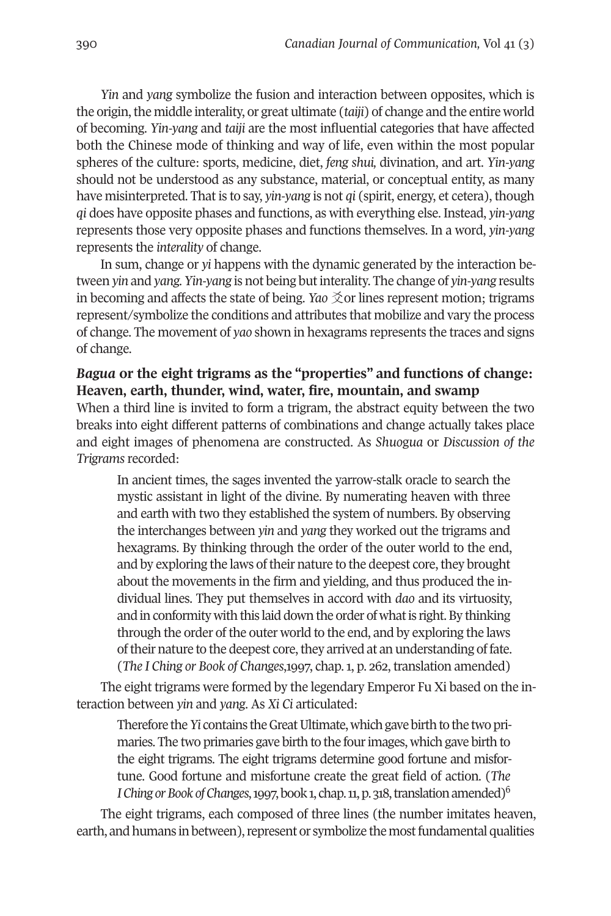*Yin* and *yang* symbolize the fusion and interaction between opposites, which is the origin, the middle interality, or great ultimate (*taiji*) of change and the entire world of becoming. *Yin-yang* and *taiji* are the most influential categories that have affected both the Chinese mode of thinking and way of life, even within the most popular spheres of the culture: sports, medicine, diet, *feng shui*, divination, and art. *Yin-yang* should not be understood as any substance, material, or conceptual entity, as many have misinterpreted. That is to say, *yin-yang* is not *qi* (spirit, energy, et cetera), though *qi* does have opposite phases and functions, as with everything else. Instead, *yin-yang* represents those very opposite phases and functions themselves. In a word, *yin-yang* represents the *interality* of change.

In sum, change or *yi* happens with the dynamic generated by the interaction between *yin* and *yang*. *Yin-yang* is not being but interality. The change of *yin-yang* results in becoming and affects the state of being. *Yao* 爻 or lines represent motion; trigrams represent/symbolize the conditions and attributes that mobilize and vary the process of change. The movement of *yao* shown in hexagrams represents the traces and signs of change.

### *Bagua* or the eight trigrams as the "properties" and functions of change: Heaven, earth, thunder, wind, water, fire, mountain, and swamp

When a third line is invited to form a trigram, the abstract equity between the two breaks into eight different patterns of combinations and change actually takes place and eight images of phenomena are constructed. As *Shuogua* or *Discussion of the Trigrams* recorded:

> In ancient times, the sages invented the yarrow-stalk oracle to search the mystic assistant in light of the divine. By numerating heaven with three and earth with two they established the system of numbers. By observing the interchanges between *yin* and *yang* they worked out the trigrams and hexagrams. By thinking through the order of the outer world to the end, and by exploring the laws of their nature to the deepest core, they brought about the movements in the firm and yielding, and thus produced the individual lines. They put themselves in accord with *dao* and its virtuosity, and in conformity with this laid down the order of what is right. By thinking through the order of the outer world to the end, and by exploring the laws of their nature to the deepest core, they arrived at an understanding of fate. (*The I Ching or Book of Changes*,1997, chap. 1, p. 262, translation amended)

The eight trigrams were formed by the legendary Emperor Fu Xi based on the interaction between *yin* and *yang*. As *Xi Ci* articulated:

> Therefore the *Yi* contains the Great Ultimate, which gave birth to the two primaries. The two primaries gave birth to the four images, which gave birth to the eight trigrams. The eight trigrams determine good fortune and misfortune. Good fortune and misfortune create the great field of action. (*The I Ching or Book of Changes*, 1997, book 1, chap. 11, p. 318, translation amended)[6]

The eight trigrams, each composed of three lines (the number imitates heaven, earth, and humans in between), represent or symbolize the most fundamental qualities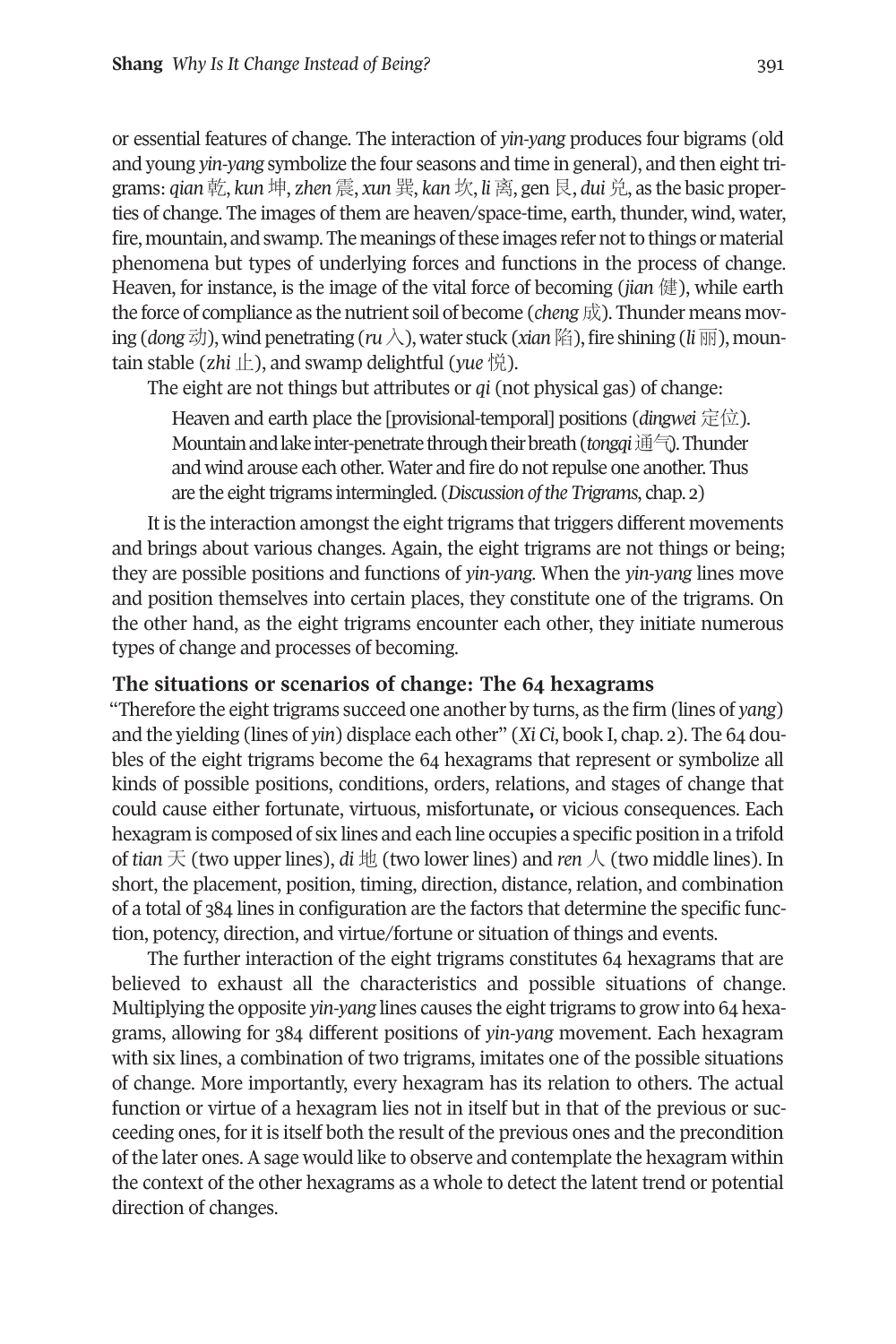or essential features of change. The interaction of *yin-yang* produces four bigrams (old and young *yin-yang* symbolize the four seasons and time in general), and then eight trigrams: *qian* 乾, *kun* 坤, *zhen* 震, *xun* 巽, *kan* 坎, *li* 离, gen 艮, *dui* 兑, as the basic properties of change. The images of them are heaven/space-time, earth, thunder, wind, water, fire, mountain, and swamp. The meanings of these images refer not to things or material phenomena but types of underlying forces and functions in the process of change. Heaven, for instance, is the image of the vital force of becoming (*jian* 健), while earth the force of compliance as the nutrient soil of become (*cheng* 成). Thunder means moving (*dong* 动), wind penetrating (*ru* 入), water stuck (*xian* 陷), fire shining (*li* 丽), mountain stable (z*hi* 止), and swamp delightful (*yue* 悦).

The eight are not things but attributes or *qi* (not physical gas) of change:

> Heaven and earth place the [provisional-temporal] positions (*dingwei* 定位). Mountain and lake inter-penetrate through their breath (*tongqi* 通气). Thunder and wind arouse each other. Water and fire do not repulse one another. Thus are the eight trigrams intermingled. (*Discussion of the Trigrams*, chap. 2)

It is the interaction amongst the eight trigrams that triggers different movements and brings about various changes. Again, the eight trigrams are not things or being; they are possible positions and functions of *yin-yang*. When the *yin-yang* lines move and position themselves into certain places, they constitute one of the trigrams. On the other hand, as the eight trigrams encounter each other, they initiate numerous types of change and processes of becoming.

### The situations or scenarios of change: The 64 hexagrams

"Therefore the eight trigrams succeed one another by turns, as the firm (lines of *yang*) and the yielding (lines of *yin*) displace each other" (*Xi Ci*, book I, chap. 2). The 64 doubles of the eight trigrams become the 64 hexagrams that represent or symbolize all kinds of possible positions, conditions, orders, relations, and stages of change that could cause either fortunate, virtuous, misfortunate**,** or vicious consequences. Each hexagram is composed of six lines and each line occupies a specific position in a trifold of *tian* 天 (two upper lines), *di* 地 (two lower lines) and *ren* 人 (two middle lines). In short, the placement, position, timing, direction, distance, relation, and combination of a total of 384 lines in configuration are the factors that determine the specific function, potency, direction, and virtue/fortune or situation of things and events.

The further interaction of the eight trigrams constitutes 64 hexagrams that are believed to exhaust all the characteristics and possible situations of change. Multiplying the opposite *yin-yang* lines causes the eight trigrams to grow into 64 hexagrams, allowing for 384 different positions of *yin-yang* movement. Each hexagram with six lines, a combination of two trigrams, imitates one of the possible situations of change. More importantly, every hexagram has its relation to others. The actual function or virtue of a hexagram lies not in itself but in that of the previous or succeeding ones, for it is itself both the result of the previous ones and the precondition of the later ones. A sage would like to observe and contemplate the hexagram within the context of the other hexagrams as a whole to detect the latent trend or potential direction of changes.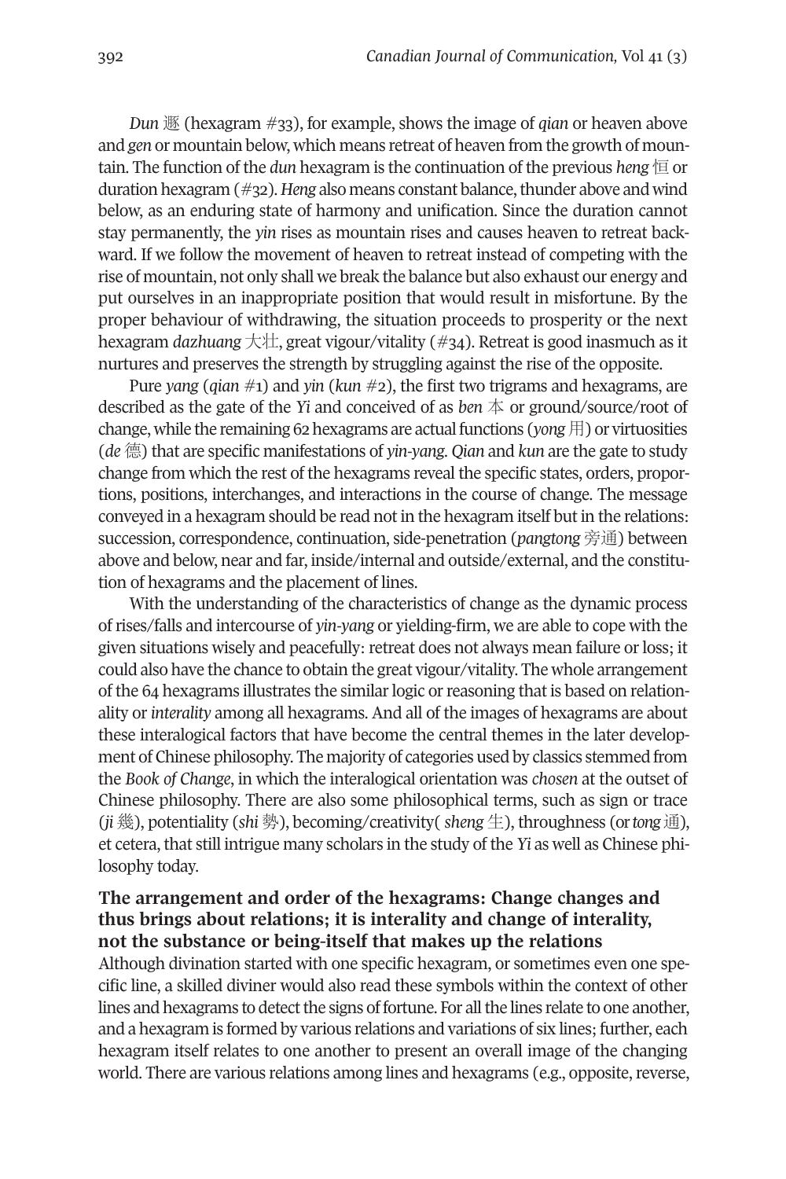*Dun* 遯 (hexagram #33), for example, shows the image of *qian* or heaven above and *gen* or mountain below, which means retreat of heaven from the growth of mountain. The function of the *dun* hexagram is the continuation of the previous *heng* 恒 or duration hexagram (#32). *Heng* also means constant balance, thunder above and wind below, as an enduring state of harmony and unification. Since the duration cannot stay permanently, the *yin* rises as mountain rises and causes heaven to retreat backward. If we follow the movement of heaven to retreat instead of competing with the rise of mountain, not only shall we break the balance but also exhaust our energy and put ourselves in an inappropriate position that would result in misfortune. By the proper behaviour of withdrawing, the situation proceeds to prosperity or the next hexagram *dazhuang* 大壯, great vigour/vitality (#34). Retreat is good inasmuch as it nurtures and preserves the strength by struggling against the rise of the opposite.

Pure *yang* (*qian* #1) and *yin* (*kun* #2), the first two trigrams and hexagrams, are described as the gate of the *Yi* and conceived of as *ben* 本 or ground/source/root of change, while the remaining 62 hexagrams are actual functions (*yong* 用) or virtuosities (*de* 德) that are specific manifestations of *yin-yang*. *Qian* and *kun* are the gate to study change from which the rest of the hexagrams reveal the specific states, orders, proportions, positions, interchanges, and interactions in the course of change. The message conveyed in a hexagram should be read not in the hexagram itself but in the relations: succession, correspondence, continuation, side-penetration (*pangtong* 旁通) between above and below, near and far, inside/internal and outside/external, and the constitution of hexagrams and the placement of lines.

With the understanding of the characteristics of change as the dynamic process of rises/falls and intercourse of *yin-yang* or yielding-firm, we are able to cope with the given situations wisely and peacefully: retreat does not always mean failure or loss; it could also have the chance to obtain the great vigour/vitality. The whole arrangement of the 64 hexagrams illustrates the similar logic or reasoning that is based on relationality or *interality* among all hexagrams. And all of the images of hexagrams are about these interalogical factors that have become the central themes in the later development of Chinese philosophy. The majority of categories used by classics stemmed from the *Book of Change*, in which the interalogical orientation was *chosen* at the outset of Chinese philosophy. There are also some philosophical terms, such as sign or trace (*ji* 幾), potentiality (*shi* 勢), becoming/creativity( *sheng* 生), throughness (or *tong* 通), et cetera, that still intrigue many scholars in the study of the *Yi* as well as Chinese philosophy today.

## The arrangement and order of the hexagrams: Change changes and thus brings about relations; it is interality and change of interality, not the substance or being-itself that makes up the relations

Although divination started with one specific hexagram, or sometimes even one specific line, a skilled diviner would also read these symbols within the context of other lines and hexagrams to detect the signs of fortune. For all the lines relate to one another, and a hexagram is formed by various relations and variations of six lines; further, each hexagram itself relates to one another to present an overall image of the changing world. There are various relations among lines and hexagrams (e.g., opposite, reverse,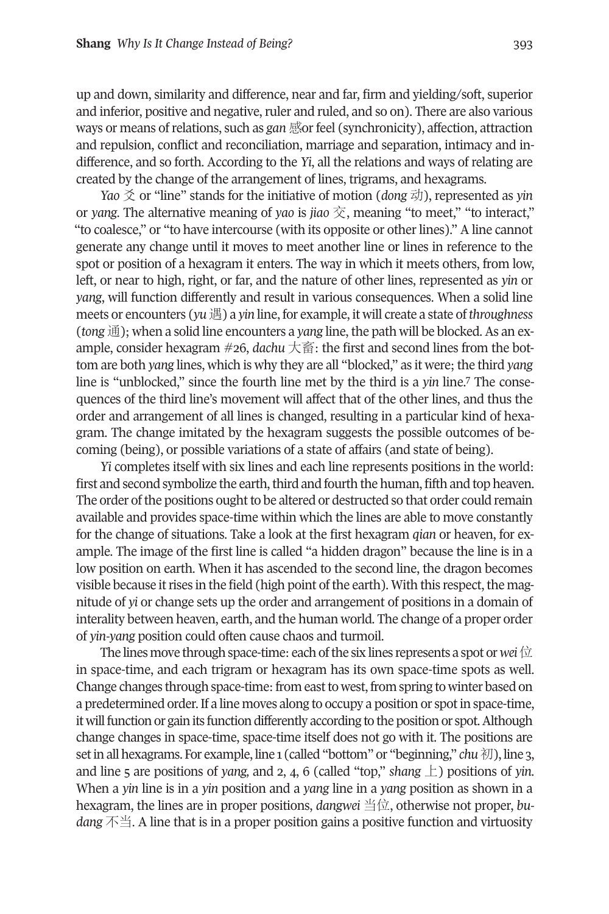up and down, similarity and difference, near and far, firm and yielding/soft, superior and inferior, positive and negative, ruler and ruled, and so on). There are also various ways or means of relations, such as *gan* 感or feel (synchronicity), affection, attraction and repulsion, conflict and reconciliation, marriage and separation, intimacy and indifference, and so forth. According to the *Yi*, all the relations and ways of relating are created by the change of the arrangement of lines, trigrams, and hexagrams.

*Yao* 爻 or "line" stands for the initiative of motion (*dong* 动), represented as *yin* or *yang*. The alternative meaning of *yao* is *jiao* 交, meaning "to meet," "to interact," "to coalesce," or "to have intercourse (with its opposite or other lines)." A line cannot generate any change until it moves to meet another line or lines in reference to the spot or position of a hexagram it enters. The way in which it meets others, from low, left, or near to high, right, or far, and the nature of other lines, represented as *yin* or *yang*, will function differently and result in various consequences. When a solid line meets or encounters (*yu* 遇) a *yin* line, for example, it will create a state of *throughness* (*tong* 通); when a solid line encounters a *yang* line, the path will be blocked. As an example, consider hexagram #26, *dachu* 大畜: the first and second lines from the bottom are both *yang* lines, which is why they are all "blocked," as it were; the third *yang* line is "unblocked," since the fourth line met by the third is a *yin* line.[7] The consequences of the third line's movement will affect that of the other lines, and thus the order and arrangement of all lines is changed, resulting in a particular kind of hexagram. The change imitated by the hexagram suggests the possible outcomes of becoming (being), or possible variations of a state of affairs (and state of being).

*Yi* completes itself with six lines and each line represents positions in the world: first and second symbolize the earth, third and fourth the human, fifth and top heaven. The order of the positions ought to be altered or destructed so that order could remain available and provides space-time within which the lines are able to move constantly for the change of situations. Take a look at the first hexagram *qian* or heaven, for example. The image of the first line is called "a hidden dragon" because the line is in a low position on earth. When it has ascended to the second line, the dragon becomes visible because it rises in the field (high point of the earth). With this respect, the magnitude of *yi* or change sets up the order and arrangement of positions in a domain of interality between heaven, earth, and the human world. The change of a proper order of *yin-yang* position could often cause chaos and turmoil.

The lines move through space-time: each of the six lines represents a spot or *wei* 位 in space-time, and each trigram or hexagram has its own space-time spots as well. Change changes through space-time: from east to west, from spring to winter based on a predetermined order. If a line moves along to occupy a position or spot in space-time, it will function or gain its function differently according to the position or spot. Although change changes in space-time, space-time itself does not go with it. The positions are set in all hexagrams. For example, line 1 (called "bottom" or "beginning," *chu* 初), line 3, and line 5 are positions of *yang*, and 2, 4, 6 (called "top," *shang* 上) positions of *yin*. When a *yin* line is in a *yin* position and a *yang* line in a *yang* position as shown in a hexagram, the lines are in proper positions, *dangwei* 当位, otherwise not proper, *budang* 不当. A line that is in a proper position gains a positive function and virtuosity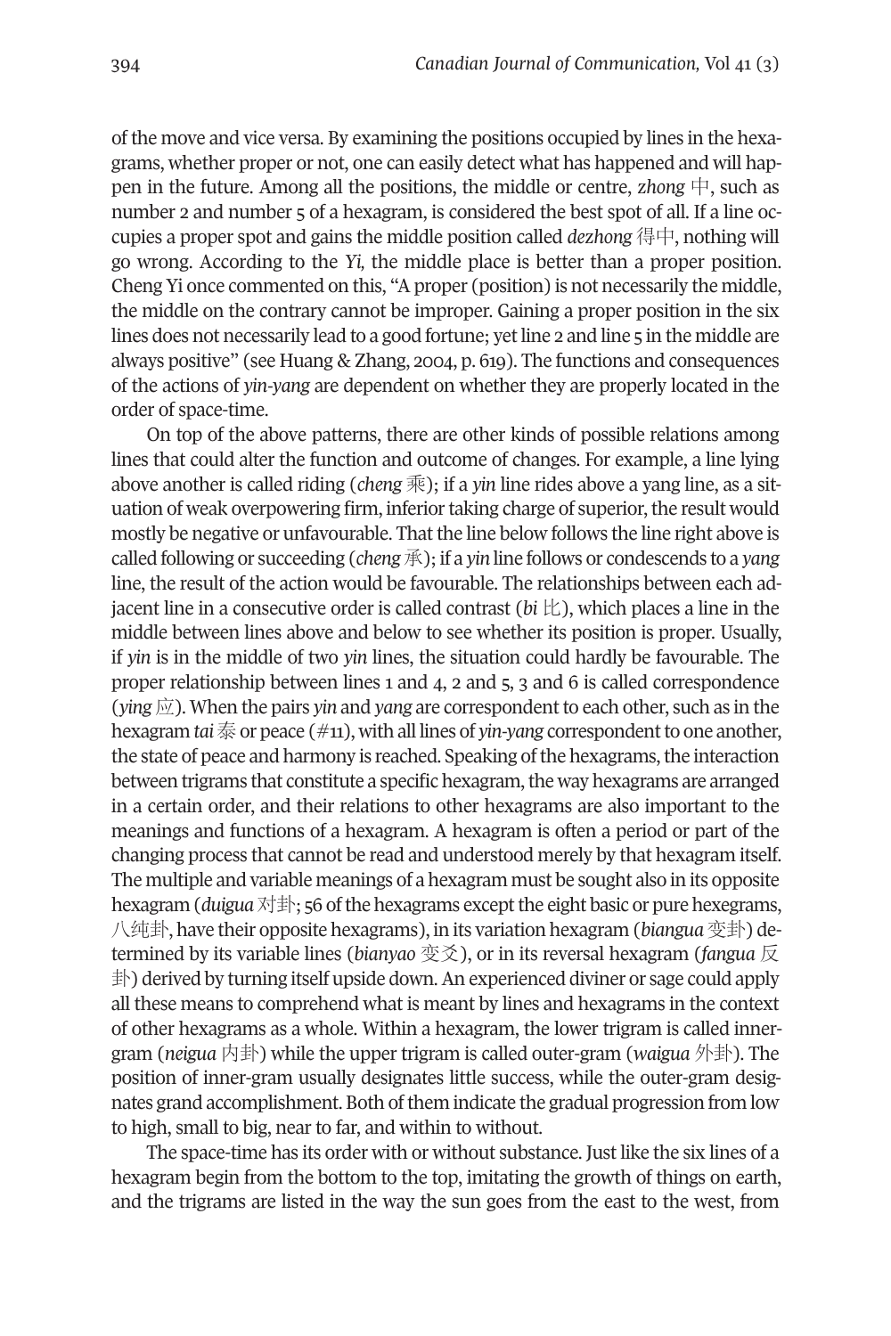of the move and vice versa. By examining the positions occupied by lines in the hexagrams, whether proper or not, one can easily detect what has happened and will happen in the future. Among all the positions, the middle or centre, *zhong* 中, such as number 2 and number 5 of a hexagram, is considered the best spot of all. If a line occupies a proper spot and gains the middle position called *dezhong* 得中, nothing will go wrong. According to the *Yi,* the middle place is better than a proper position. Cheng Yi once commented on this, "A proper (position) is not necessarily the middle, the middle on the contrary cannot be improper. Gaining a proper position in the six lines does not necessarily lead to a good fortune; yet line 2 and line 5 in the middle are always positive" (see Huang & Zhang, 2004, p. 619). The functions and consequences of the actions of *yin-yang* are dependent on whether they are properly located in the order of space-time.

On top of the above patterns, there are other kinds of possible relations among lines that could alter the function and outcome of changes. For example, a line lying above another is called riding (*cheng* 乘); if a *yin* line rides above a yang line, as a situation of weak overpowering firm, inferior taking charge of superior, the result would mostly be negative or unfavourable. That the line below follows the line right above is called following or succeeding (*cheng* 承); if a *yin* line follows or condescends to a *yang* line, the result of the action would be favourable. The relationships between each adjacent line in a consecutive order is called contrast (*bi* 比), which places a line in the middle between lines above and below to see whether its position is proper. Usually, if *yin* is in the middle of two *yin* lines, the situation could hardly be favourable. The proper relationship between lines 1 and 4, 2 and 5, 3 and 6 is called correspondence (*ying* 应). When the pairs *yin* and *yang* are correspondent to each other, such as in the hexagram *tai* 泰 or peace (#11), with all lines of *yin-yang* correspondent to one another, the state of peace and harmony is reached. Speaking of the hexagrams, the interaction between trigrams that constitute a specific hexagram, the way hexagrams are arranged in a certain order, and their relations to other hexagrams are also important to the meanings and functions of a hexagram. A hexagram is often a period or part of the changing process that cannot be read and understood merely by that hexagram itself. The multiple and variable meanings of a hexagram must be sought also in its opposite hexagram (*duigua* 对卦; 56 of the hexagrams except the eight basic or pure hexegrams, 八纯卦, have their opposite hexagrams), in its variation hexagram (*biangua* 变卦) determined by its variable lines (*bianyao* 变爻), or in its reversal hexagram (*fangua* 反卦) derived by turning itself upside down. An experienced diviner or sage could apply all these means to comprehend what is meant by lines and hexagrams in the context of other hexagrams as a whole. Within a hexagram, the lower trigram is called innergram (*neigua* 内卦) while the upper trigram is called outer-gram (*waigua* 外卦). The position of inner-gram usually designates little success, while the outer-gram designates grand accomplishment. Both of them indicate the gradual progression from low to high, small to big, near to far, and within to without.

The space-time has its order with or without substance. Just like the six lines of a hexagram begin from the bottom to the top, imitating the growth of things on earth, and the trigrams are listed in the way the sun goes from the east to the west, from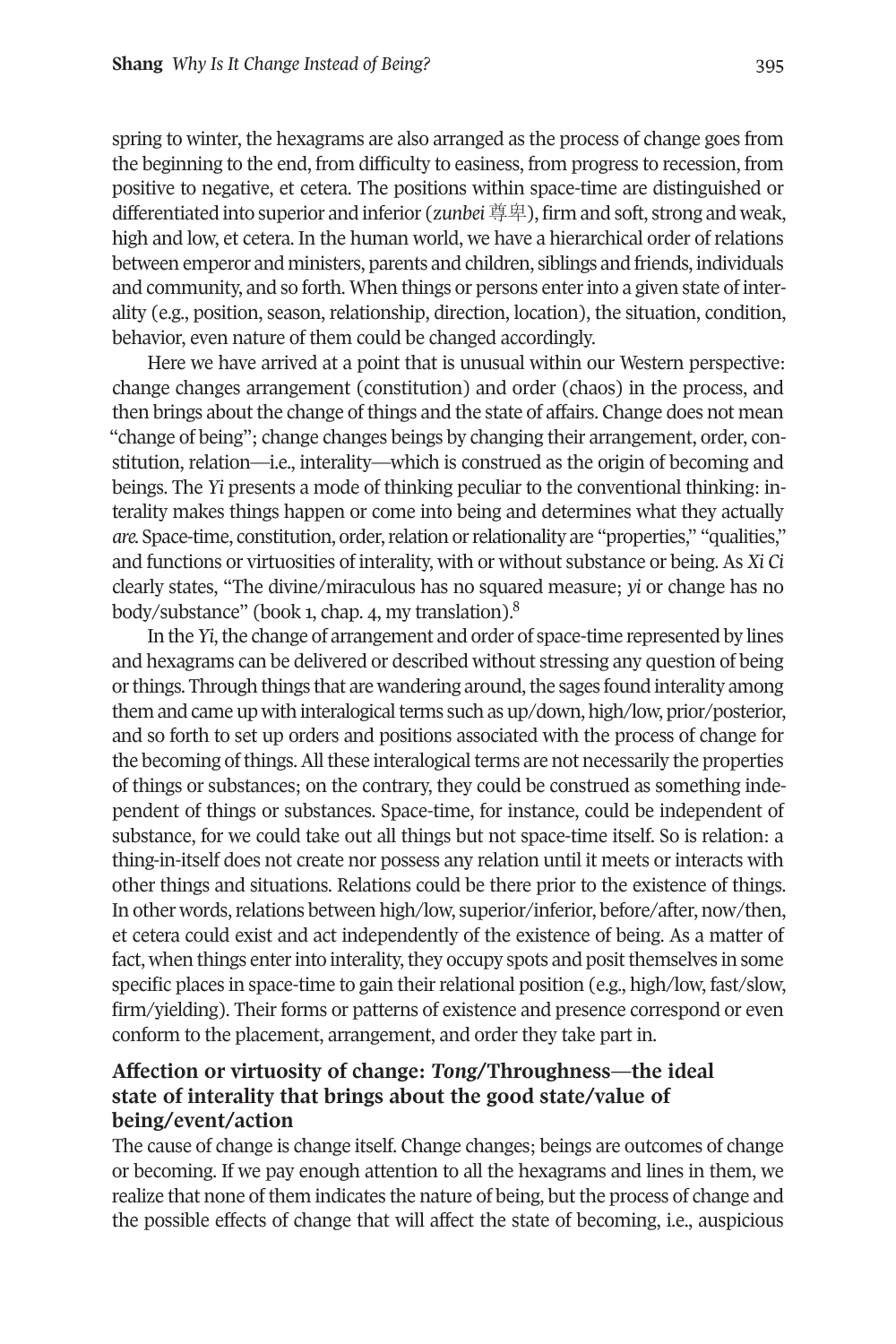spring to winter, the hexagrams are also arranged as the process of change goes from the beginning to the end, from difficulty to easiness, from progress to recession, from positive to negative, et cetera. The positions within space-time are distinguished or differentiated into superior and inferior (*zunbei* 尊卑), firm and soft, strong and weak, high and low, et cetera. In the human world, we have a hierarchical order of relations between emperor and ministers, parents and children, siblings and friends, individuals and community, and so forth. When things or persons enter into a given state of interality (e.g., position, season, relationship, direction, location), the situation, condition, behavior, even nature of them could be changed accordingly.

Here we have arrived at a point that is unusual within our Western perspective: change changes arrangement (constitution) and order (chaos) in the process, and then brings about the change of things and the state of affairs. Change does not mean "change of being"; change changes beings by changing their arrangement, order, constitution, relation—i.e., interality—which is construed as the origin of becoming and beings. The *Yi* presents a mode of thinking peculiar to the conventional thinking: interality makes things happen or come into being and determines what they actually *are.* Space-time, constitution, order, relation or relationality are "properties," "qualities," and functions or virtuosities of interality, with or without substance or being. As *Xi Ci* clearly states, "The divine/miraculous has no squared measure; *yi* or change has no body/substance" (book 1, chap. 4, my translation).[8]

In the *Yi*, the change of arrangement and order of space-time represented by lines and hexagrams can be delivered or described without stressing any question of being or things. Through things that are wandering around, the sages found interality among them and came up with interalogical terms such as up/down, high/low, prior/posterior, and so forth to set up orders and positions associated with the process of change for the becoming of things. All these interalogical terms are not necessarily the properties of things or substances; on the contrary, they could be construed as something independent of things or substances. Space-time, for instance, could be independent of substance, for we could take out all things but not space-time itself. So is relation: a thing-in-itself does not create nor possess any relation until it meets or interacts with other things and situations. Relations could be there prior to the existence of things. In other words, relations between high/low, superior/inferior, before/after, now/then, et cetera could exist and act independently of the existence of being. As a matter of fact, when things enter into interality, they occupy spots and posit themselves in some specific places in space-time to gain their relational position (e.g., high/low, fast/slow, firm/yielding). Their forms or patterns of existence and presence correspond or even conform to the placement, arrangement, and order they take part in.

## Affection or virtuosity of change: *Tong*/Throughness—the ideal state of interality that brings about the good state/value of being/event/action

The cause of change is change itself. Change changes; beings are outcomes of change or becoming. If we pay enough attention to all the hexagrams and lines in them, we realize that none of them indicates the nature of being, but the process of change and the possible effects of change that will affect the state of becoming, i.e., auspicious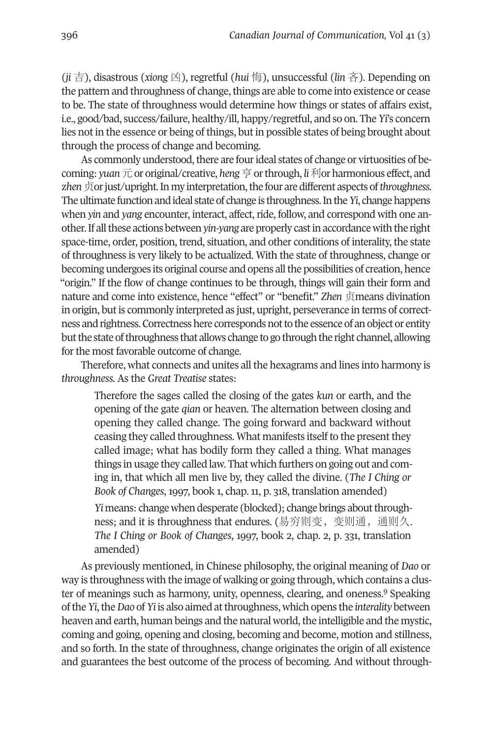(*ji* 吉), disastrous (*xiong* 凶), regretful (*hui* 悔), unsuccessful (*lin* 吝). Depending on the pattern and throughness of change, things are able to come into existence or cease to be. The state of throughness would determine how things or states of affairs exist, i.e., good/bad, success/failure, healthy/ill, happy/regretful, and so on. The *Yi*'s concern lies not in the essence or being of things, but in possible states of being brought about through the process of change and becoming.

As commonly understood, there are four ideal states of change or virtuosities of becoming: *yuan* 元 or original/creative, *heng* 亨 or through, *li* 利or harmonious effect, and *zhen* 贞or just/upright. In my interpretation, the four are different aspects of *throughness*. The ultimate function and ideal state of change is throughness. In the *Yi*, change happens when *yin* and *yang* encounter, interact, affect, ride, follow, and correspond with one another. If all these actions between *yin-yang* are properly cast in accordance with the right space-time, order, position, trend, situation, and other conditions of interality, the state of throughness is very likely to be actualized. With the state of throughness, change or becoming undergoes its original course and opens all the possibilities of creation, hence "origin." If the flow of change continues to be through, things will gain their form and nature and come into existence, hence "effect" or "benefit." *Zhen* 贞means divination in origin, but is commonly interpreted as just, upright, perseverance in terms of correctness and rightness. Correctness here corresponds not to the essence of an object or entity but the state of throughness that allows change to go through the right channel, allowing for the most favorable outcome of change.

Therefore, what connects and unites all the hexagrams and lines into harmony is *throughness*. As the *Great Treatise* states:

> Therefore the sages called the closing of the gates *kun* or earth, and the opening of the gate *qian* or heaven. The alternation between closing and opening they called change. The going forward and backward without ceasing they called throughness. What manifests itself to the present they called image; what has bodily form they called a thing. What manages things in usage they called law. That which furthers on going out and coming in, that which all men live by, they called the divine. (*The I Ching or Book of Changes*, 1997, book 1, chap. 11, p. 318, translation amended)
>
> *Yi* means: change when desperate (blocked); change brings about throughness; and it is throughness that endures. (易穷则变，变则通，通则久. *The I Ching or Book of Changes*, 1997, book 2, chap. 2, p. 331, translation amended)

As previously mentioned, in Chinese philosophy, the original meaning of *Dao* or way is throughness with the image of walking or going through, which contains a cluster of meanings such as harmony, unity, openness, clearing, and oneness.[9] Speaking of the *Yi*, the *Dao* of *Yi* is also aimed at throughness, which opens the *interality* between heaven and earth, human beings and the natural world, the intelligible and the mystic, coming and going, opening and closing, becoming and become, motion and stillness, and so forth. In the state of throughness, change originates the origin of all existence and guarantees the best outcome of the process of becoming. And without through-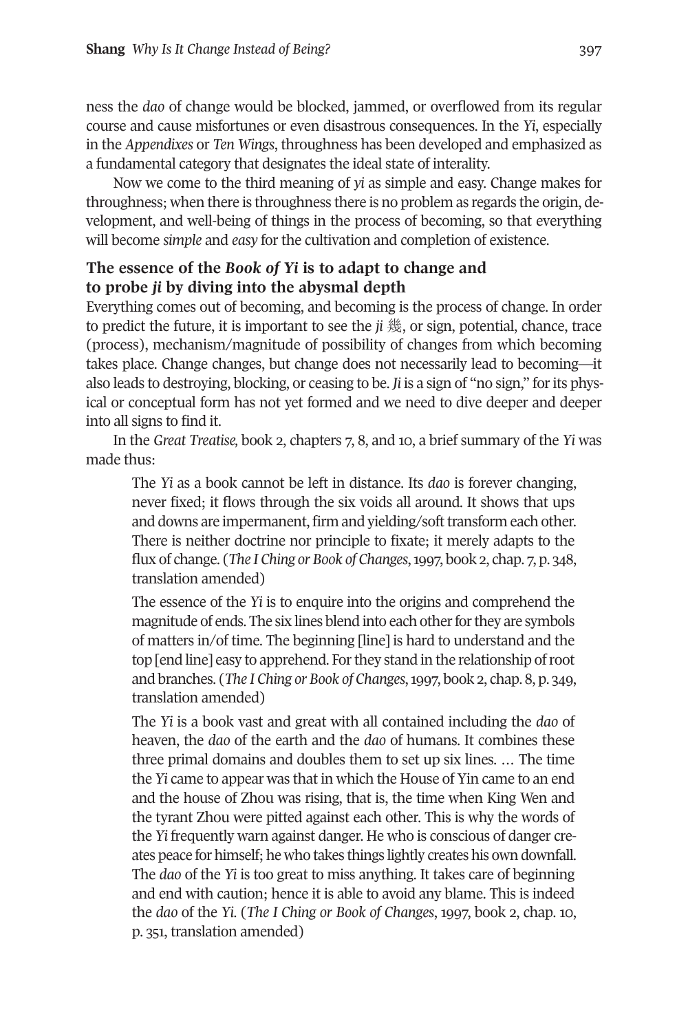ness the *dao* of change would be blocked, jammed, or overflowed from its regular course and cause misfortunes or even disastrous consequences. In the *Yi*, especially in the *Appendixes* or *Ten Wings*, throughness has been developed and emphasized as a fundamental category that designates the ideal state of interality.

Now we come to the third meaning of *yi* as simple and easy. Change makes for throughness; when there is throughness there is no problem as regards the origin, development, and well-being of things in the process of becoming, so that everything will become *simple* and *easy* for the cultivation and completion of existence.

### The essence of the *Book of Yi* is to adapt to change and to probe *ji* by diving into the abysmal depth

Everything comes out of becoming, and becoming is the process of change. In order to predict the future, it is important to see the *ji* 幾, or sign, potential, chance, trace (process), mechanism/magnitude of possibility of changes from which becoming takes place. Change changes, but change does not necessarily lead to becoming—it also leads to destroying, blocking, or ceasing to be. *Ji* is a sign of "no sign," for its physical or conceptual form has not yet formed and we need to dive deeper and deeper into all signs to find it.

In the *Great Treatise*, book 2, chapters 7, 8, and 10, a brief summary of the *Yi* was made thus:

> The *Yi* as a book cannot be left in distance. Its *dao* is forever changing, never fixed; it flows through the six voids all around. It shows that ups and downs are impermanent, firm and yielding/soft transform each other. There is neither doctrine nor principle to fixate; it merely adapts to the flux of change. (*The I Ching or Book of Changes*, 1997, book 2, chap. 7, p. 348, translation amended)
>
> The essence of the *Yi* is to enquire into the origins and comprehend the magnitude of ends. The six lines blend into each other for they are symbols of matters in/of time. The beginning [line] is hard to understand and the top [end line] easy to apprehend. For they stand in the relationship of root and branches. (*The I Ching or Book of Changes*, 1997, book 2, chap. 8, p. 349, translation amended)
>
> The *Yi* is a book vast and great with all contained including the *dao* of heaven, the *dao* of the earth and the *dao* of humans. It combines these three primal domains and doubles them to set up six lines. … The time the *Yi* came to appear was that in which the House of Yin came to an end and the house of Zhou was rising, that is, the time when King Wen and the tyrant Zhou were pitted against each other. This is why the words of the *Yi* frequently warn against danger. He who is conscious of danger creates peace for himself; he who takes things lightly creates his own downfall. The *dao* of the *Yi* is too great to miss anything. It takes care of beginning and end with caution; hence it is able to avoid any blame. This is indeed the *dao* of the *Yi*. (*The I Ching or Book of Changes*, 1997, book 2, chap. 10, p. 351, translation amended)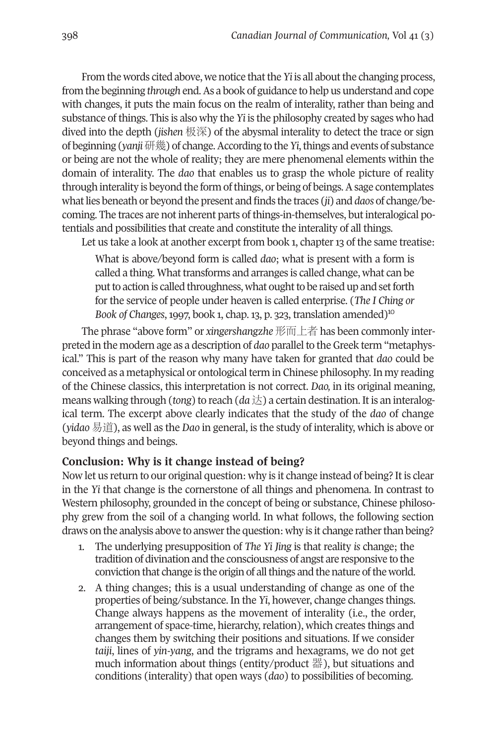From the words cited above, we notice that the *Yi* is all about the changing process, from the beginning *through* end. As a book of guidance to help us understand and cope with changes, it puts the main focus on the realm of interality, rather than being and substance of things. This is also why the *Yi* is the philosophy created by sages who had dived into the depth (*jishen* 极深) of the abysmal interality to detect the trace or sign of beginning (*yanji* 研幾) of change. According to the *Yi*, things and events of substance or being are not the whole of reality; they are mere phenomenal elements within the domain of interality. The *dao* that enables us to grasp the whole picture of reality through interality is beyond the form of things, or being of beings. A sage contemplates what lies beneath or beyond the present and finds the traces (*ji*) and *daos* of change/becoming. The traces are not inherent parts of things-in-themselves, but interalogical potentials and possibilities that create and constitute the interality of all things.

Let us take a look at another excerpt from book 1, chapter 13 of the same treatise:

> What is above/beyond form is called *dao*; what is present with a form is called a thing. What transforms and arranges is called change, what can be put to action is called throughness, what ought to be raised up and set forth for the service of people under heaven is called enterprise. (*The I Ching or Book of Changes*, 1997, book 1, chap. 13, p. 323, translation amended)[10]

The phrase "above form" or *xingershangzhe* 形而上者 has been commonly interpreted in the modern age as a description of *dao* parallel to the Greek term "metaphysical." This is part of the reason why many have taken for granted that *dao* could be conceived as a metaphysical or ontological term in Chinese philosophy. In my reading of the Chinese classics, this interpretation is not correct. *Dao,* in its original meaning, means walking through (*tong*) to reach (*da* 达) a certain destination. It is an interalogical term. The excerpt above clearly indicates that the study of the *dao* of change (*yidao* 易道), as well as the *Dao* in general, is the study of interality, which is above or beyond things and beings.

## Conclusion: Why is it change instead of being?

Now let us return to our original question: why is it change instead of being? It is clear in the *Yi* that change is the cornerstone of all things and phenomena. In contrast to Western philosophy, grounded in the concept of being or substance, Chinese philosophy grew from the soil of a changing world. In what follows, the following section draws on the analysis above to answer the question: why is it change rather than being?

1. The underlying presupposition of *The Yi Jing* is that reality *is* change; the tradition of divination and the consciousness of angst are responsive to the conviction that change is the origin of all things and the nature of the world.
2. A thing changes; this is a usual understanding of change as one of the properties of being/substance. In the *Yi*, however, change changes things. Change always happens as the movement of interality (i.e., the order, arrangement of space-time, hierarchy, relation), which creates things and changes them by switching their positions and situations. If we consider *taiji*, lines of *yin-yang*, and the trigrams and hexagrams, we do not get much information about things (entity/product 器), but situations and conditions (interality) that open ways (*dao*) to possibilities of becoming.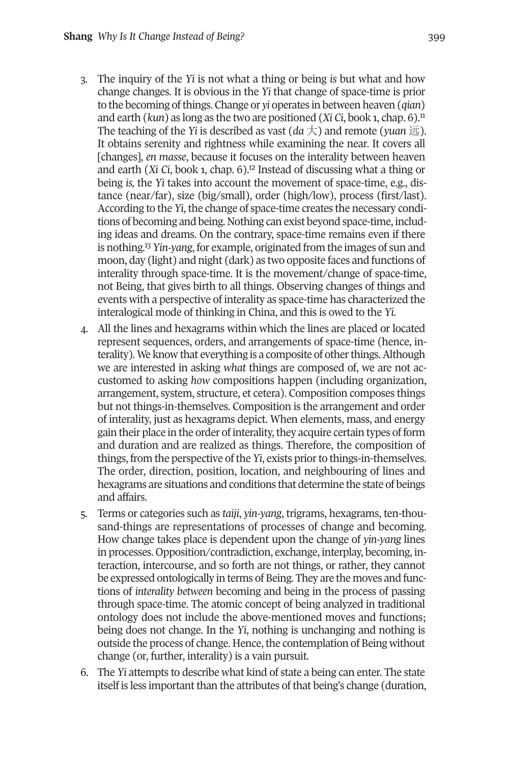3. The inquiry of the *Yi* is not what a thing or being *is* but what and how change changes. It is obvious in the *Yi* that change of space-time is prior to the becoming of things. Change or *yi* operates in between heaven (*qian*) and earth (*kun*) as long as the two are positioned (*Xi Ci*, book 1, chap. 6).[11] The teaching of the *Yi* is described as vast (*da* 大) and remote (*yuan* 远). It obtains serenity and rightness while examining the near. It covers all [changes], *en masse*, because it focuses on the interality between heaven and earth (*Xi Ci*, book 1, chap. 6).[12] Instead of discussing what a thing or being *is*, the *Yi* takes into account the movement of space-time, e.g., distance (near/far), size (big/small), order (high/low), process (first/last). According to the *Yi*, the change of space-time creates the necessary conditions of becoming and being. Nothing can exist beyond space-time, including ideas and dreams. On the contrary, space-time remains even if there is nothing.[13] *Yin-yang*, for example, originated from the images of sun and moon, day (light) and night (dark) as two opposite faces and functions of interality through space-time. It is the movement/change of space-time, not Being, that gives birth to all things. Observing changes of things and events with a perspective of interality as space-time has characterized the interalogical mode of thinking in China, and this is owed to the *Yi*.
4. All the lines and hexagrams within which the lines are placed or located represent sequences, orders, and arrangements of space-time (hence, interality). We know that everything is a composite of other things. Although we are interested in asking *what* things are composed of, we are not accustomed to asking *how* compositions happen (including organization, arrangement, system, structure, et cetera). Composition composes things but not things-in-themselves. Composition is the arrangement and order of interality, just as hexagrams depict. When elements, mass, and energy gain their place in the order of interality, they acquire certain types of form and duration and are realized as things. Therefore, the composition of things, from the perspective of the *Yi*, exists prior to things-in-themselves. The order, direction, position, location, and neighbouring of lines and hexagrams are situations and conditions that determine the state of beings and affairs.
5. Terms or categories such as *taiji*, *yin-yang*, trigrams, hexagrams, ten-thousand-things are representations of processes of change and becoming. How change takes place is dependent upon the change of *yin-yang* lines in processes. Opposition/contradiction, exchange, interplay, becoming, interaction, intercourse, and so forth are not things, or rather, they cannot be expressed ontologically in terms of Being. They are the moves and functions of *interality between* becoming and being in the process of passing through space-time. The atomic concept of being analyzed in traditional ontology does not include the above-mentioned moves and functions; being does not change. In the *Yi*, nothing is unchanging and nothing is outside the process of change. Hence, the contemplation of Being without change (or, further, interality) is a vain pursuit.
6. The *Yi* attempts to describe what kind of state a being can enter. The state itself is less important than the attributes of that being's change (duration,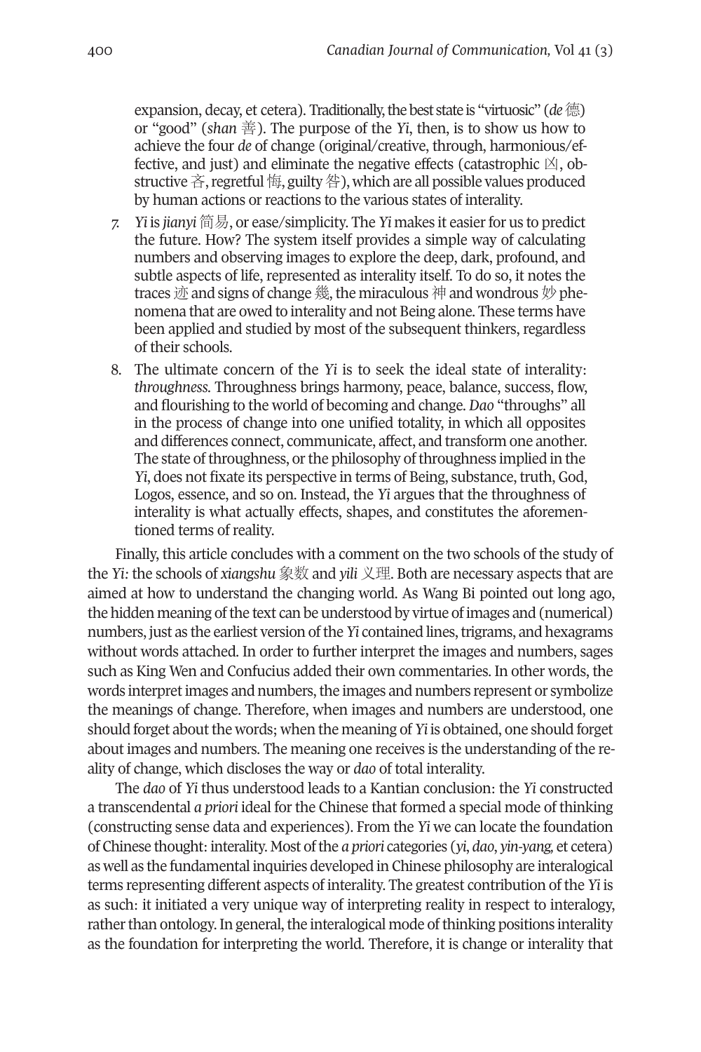expansion, decay, et cetera). Traditionally, the best state is "virtuosic" (*de* 德) or "good" (*shan* 善). The purpose of the *Yi*, then, is to show us how to achieve the four *de* of change (original/creative, through, harmonious/effective, and just) and eliminate the negative effects (catastrophic 凶, obstructive 吝, regretful 悔, guilty 咎), which are all possible values produced by human actions or reactions to the various states of interality.

7. *Yi* is *jianyi* 简易, or ease/simplicity. The *Yi* makes it easier for us to predict the future. How? The system itself provides a simple way of calculating numbers and observing images to explore the deep, dark, profound, and subtle aspects of life, represented as interality itself. To do so, it notes the traces 迹 and signs of change 幾, the miraculous 神 and wondrous 妙 phenomena that are owed to interality and not Being alone. These terms have been applied and studied by most of the subsequent thinkers, regardless of their schools.
8. The ultimate concern of the *Yi* is to seek the ideal state of interality: *throughness*. Throughness brings harmony, peace, balance, success, flow, and flourishing to the world of becoming and change. *Dao* "throughs" all in the process of change into one unified totality, in which all opposites and differences connect, communicate, affect, and transform one another. The state of throughness, or the philosophy of throughness implied in the *Yi*, does not fixate its perspective in terms of Being, substance, truth, God, Logos, essence, and so on. Instead, the *Yi* argues that the throughness of interality is what actually effects, shapes, and constitutes the aforementioned terms of reality.

Finally, this article concludes with a comment on the two schools of the study of the *Yi*: the schools of *xiangshu* 象数 and *yili* 义理. Both are necessary aspects that are aimed at how to understand the changing world. As Wang Bi pointed out long ago, the hidden meaning of the text can be understood by virtue of images and (numerical) numbers, just as the earliest version of the *Yi* contained lines, trigrams, and hexagrams without words attached. In order to further interpret the images and numbers, sages such as King Wen and Confucius added their own commentaries. In other words, the words interpret images and numbers, the images and numbers represent or symbolize the meanings of change. Therefore, when images and numbers are understood, one should forget about the words; when the meaning of *Yi* is obtained, one should forget about images and numbers. The meaning one receives is the understanding of the reality of change, which discloses the way or *dao* of total interality.

The *dao* of *Yi* thus understood leads to a Kantian conclusion: the *Yi* constructed a transcendental *a priori* ideal for the Chinese that formed a special mode of thinking (constructing sense data and experiences). From the *Yi* we can locate the foundation of Chinese thought: interality. Most of the *a priori* categories (*yi*, *dao*, *yin-yang*, et cetera) as well as the fundamental inquiries developed in Chinese philosophy are interalogical terms representing different aspects of interality. The greatest contribution of the *Yi* is as such: it initiated a very unique way of interpreting reality in respect to interalogy, rather than ontology. In general, the interalogical mode of thinking positions interality as the foundation for interpreting the world. Therefore, it is change or interality that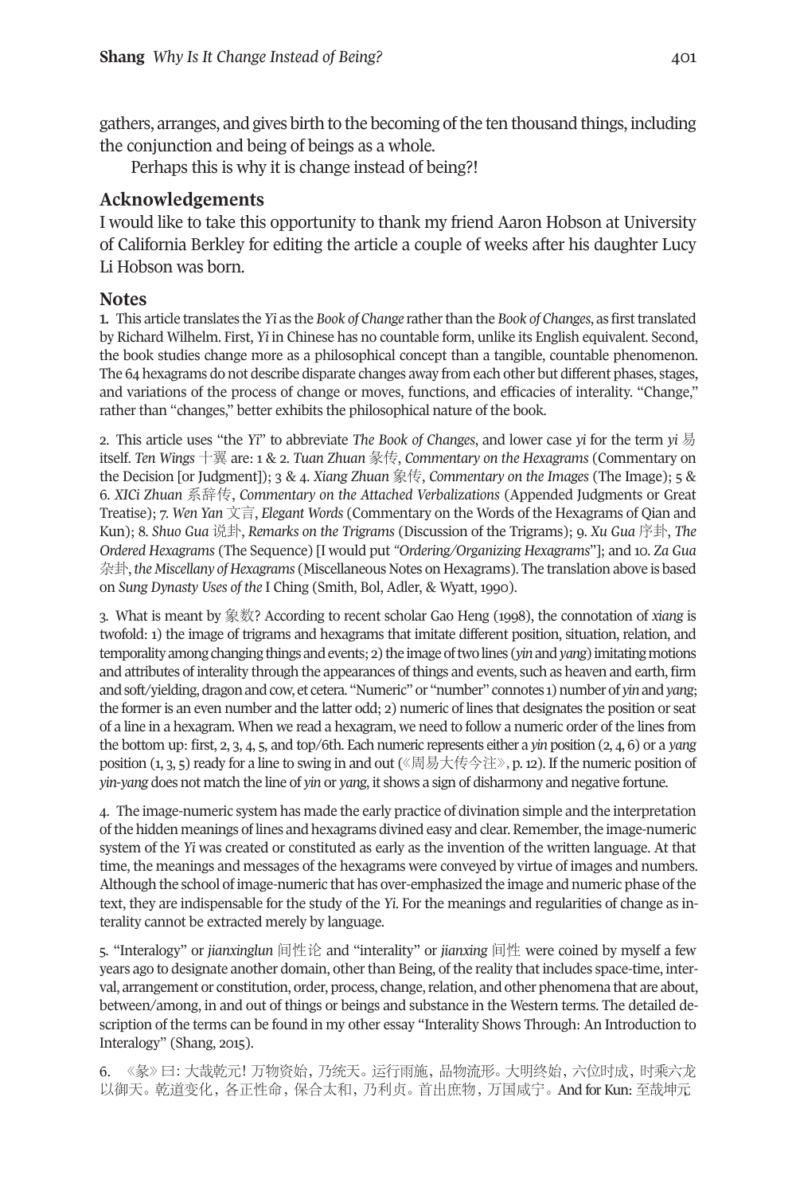gathers, arranges, and gives birth to the becoming of the ten thousand things, including the conjunction and being of beings as a whole.

Perhaps this is why it is change instead of being?!

## Acknowledgements

I would like to take this opportunity to thank my friend Aaron Hobson at University of California Berkley for editing the article a couple of weeks after his daughter Lucy Li Hobson was born.

## Notes

1. This article translates the *Yi* as the *Book of Change* rather than the *Book of Changes*, as first translated by Richard Wilhelm. First, *Yi* in Chinese has no countable form, unlike its English equivalent. Second, the book studies change more as a philosophical concept than a tangible, countable phenomenon. The 64 hexagrams do not describe disparate changes away from each other but different phases, stages, and variations of the process of change or moves, functions, and efficacies of interality. "Change," rather than "changes," better exhibits the philosophical nature of the book.

2. This article uses "the *Yi*" to abbreviate *The Book of Changes*, and lower case *yi* for the term *yi* 易 itself. *Ten Wings* 十翼 are: 1 & 2. *Tuan Zhuan* 彖传, *Commentary on the Hexagrams* (Commentary on the Decision [or Judgment]); 3 & 4. *Xiang Zhuan* 象传, *Commentary on the Images* (The Image); 5 & 6. *XICi Zhuan* 系辞传, *Commentary on the Attached Verbalizations* (Appended Judgments or Great Treatise); 7. *Wen Yan* 文言, *Elegant Words* (Commentary on the Words of the Hexagrams of Qian and Kun); 8. *Shuo Gua* 说卦, *Remarks on the Trigrams* (Discussion of the Trigrams); 9. *Xu Gua* 序卦, *The Ordered Hexagrams* (The Sequence) [I would put *"Ordering/Organizing Hexagrams"*]; and 10. *Za Gua* 杂卦, *the Miscellany of Hexagrams* (Miscellaneous Notes on Hexagrams). The translation above is based on *Sung Dynasty Uses of the* I Ching (Smith, Bol, Adler, & Wyatt, 1990).

3. What is meant by 象数? According to recent scholar Gao Heng (1998), the connotation of *xiang* is twofold: 1) the image of trigrams and hexagrams that imitate different position, situation, relation, and temporality among changing things and events; 2) the image of two lines (*yin* and *yang*) imitating motions and attributes of interality through the appearances of things and events, such as heaven and earth, firm and soft/yielding, dragon and cow, et cetera. "Numeric" or "number" connotes 1) number of *yin* and *yang*; the former is an even number and the latter odd; 2) numeric of lines that designates the position or seat of a line in a hexagram. When we read a hexagram, we need to follow a numeric order of the lines from the bottom up: first, 2, 3, 4, 5, and top/6th. Each numeric represents either a *yin* position (2, 4, 6) or a *yang* position (1, 3, 5) ready for a line to swing in and out (《周易大传今注》, p. 12). If the numeric position of *yin-yang* does not match the line of *yin* or *yang*, it shows a sign of disharmony and negative fortune.

4. The image-numeric system has made the early practice of divination simple and the interpretation of the hidden meanings of lines and hexagrams divined easy and clear. Remember, the image-numeric system of the *Yi* was created or constituted as early as the invention of the written language. At that time, the meanings and messages of the hexagrams were conveyed by virtue of images and numbers. Although the school of image-numeric that has over-emphasized the image and numeric phase of the text, they are indispensable for the study of the *Yi*. For the meanings and regularities of change as interality cannot be extracted merely by language.

5. "Interalogy" or *jianxinglun* 间性论 and "interality" or *jianxing* 间性 were coined by myself a few years ago to designate another domain, other than Being, of the reality that includes space-time, interval, arrangement or constitution, order, process, change, relation, and other phenomena that are about, between/among, in and out of things or beings and substance in the Western terms. The detailed description of the terms can be found in my other essay "Interality Shows Through: An Introduction to Interalogy" (Shang, 2015).

6. 《彖》曰：大哉乾元！万物资始，乃统天。运行雨施，品物流形。大明终始，六位时成，时乘六龙以御天。乾道变化，各正性命，保合太和，乃利贞。首出庶物，万国咸宁。And for Kun: 至哉坤元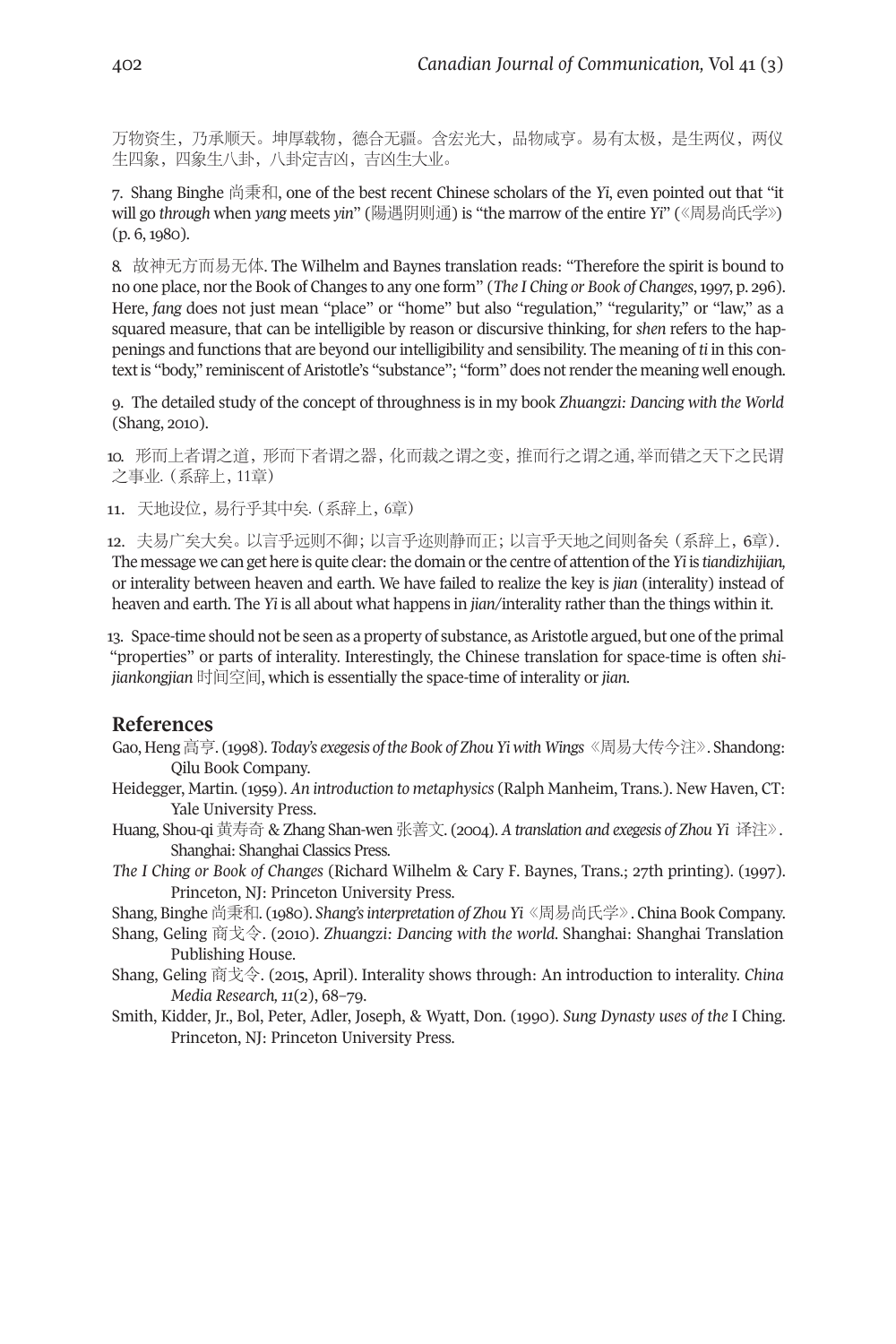万物资生，乃承顺天。坤厚载物，德合无疆。含宏光大，品物咸亨。易有太极，是生两仪，两仪生四象，四象生八卦，八卦定吉凶，吉凶生大业。

7. Shang Binghe 尚秉和, one of the best recent Chinese scholars of the *Yi*, even pointed out that "it will go *through* when *yang* meets *yin*" (陽遇阴则通) is "the marrow of the entire *Yi*" (《周易尚氏学》) (p. 6, 1980).

8. 故神无方而易无体. The Wilhelm and Baynes translation reads: "Therefore the spirit is bound to no one place, nor the Book of Changes to any one form" (*The I Ching or Book of Changes*, 1997, p. 296). Here, *fang* does not just mean "place" or "home" but also "regulation," "regularity," or "law," as a squared measure, that can be intelligible by reason or discursive thinking, for *shen* refers to the happenings and functions that are beyond our intelligibility and sensibility. The meaning of *ti* in this context is "body," reminiscent of Aristotle's "substance"; "form" does not render the meaning well enough.

9. The detailed study of the concept of throughness is in my book *Zhuangzi: Dancing with the World* (Shang, 2010).

10. 形而上者谓之道，形而下者谓之器，化而裁之谓之变，推而行之谓之通，举而错之天下之民谓之事业.（系辞上，11章）

11. 天地设位，易行乎其中矣.（系辞上，6章）

12. 夫易广矣大矣。以言乎远则不御；以言乎迩则静而正；以言乎天地之间则备矣（系辞上，6章）. The message we can get here is quite clear: the domain or the centre of attention of the *Yi* is *tiandizhijian*, or interality between heaven and earth. We have failed to realize the key is *jian* (interality) instead of heaven and earth. The *Yi* is all about what happens in *jian*/interality rather than the things within it.

13. Space-time should not be seen as a property of substance, as Aristotle argued, but one of the primal "properties" or parts of interality. Interestingly, the Chinese translation for space-time is often *shijiankongjian* 时间空间, which is essentially the space-time of interality or *jian*.

## References

Gao, Heng 高亨. (1998). *Today's exegesis of the Book of Zhou Yi with Wings* 《周易大传今注》. Shandong: Qilu Book Company.

Heidegger, Martin. (1959). *An introduction to metaphysics* (Ralph Manheim, Trans.). New Haven, CT: Yale University Press.

Huang, Shou-qi 黄寿奇 & Zhang Shan-wen 张善文. (2004). *A translation and exegesis of Zhou Yi* 译注》. Shanghai: Shanghai Classics Press.

*The I Ching or Book of Changes* (Richard Wilhelm & Cary F. Baynes, Trans.; 27th printing). (1997). Princeton, NJ: Princeton University Press.

Shang, Binghe 尚秉和. (1980). *Shang's interpretation of Zhou Yi* 《周易尚氏学》. China Book Company.

Shang, Geling 商戈令. (2010). *Zhuangzi: Dancing with the world*. Shanghai: Shanghai Translation Publishing House.

Shang, Geling 商戈令. (2015, April). Interality shows through: An introduction to interality. *China Media Research, 11*(2), 68–79.

Smith, Kidder, Jr., Bol, Peter, Adler, Joseph, & Wyatt, Don. (1990). *Sung Dynasty uses of the* I Ching. Princeton, NJ: Princeton University Press.